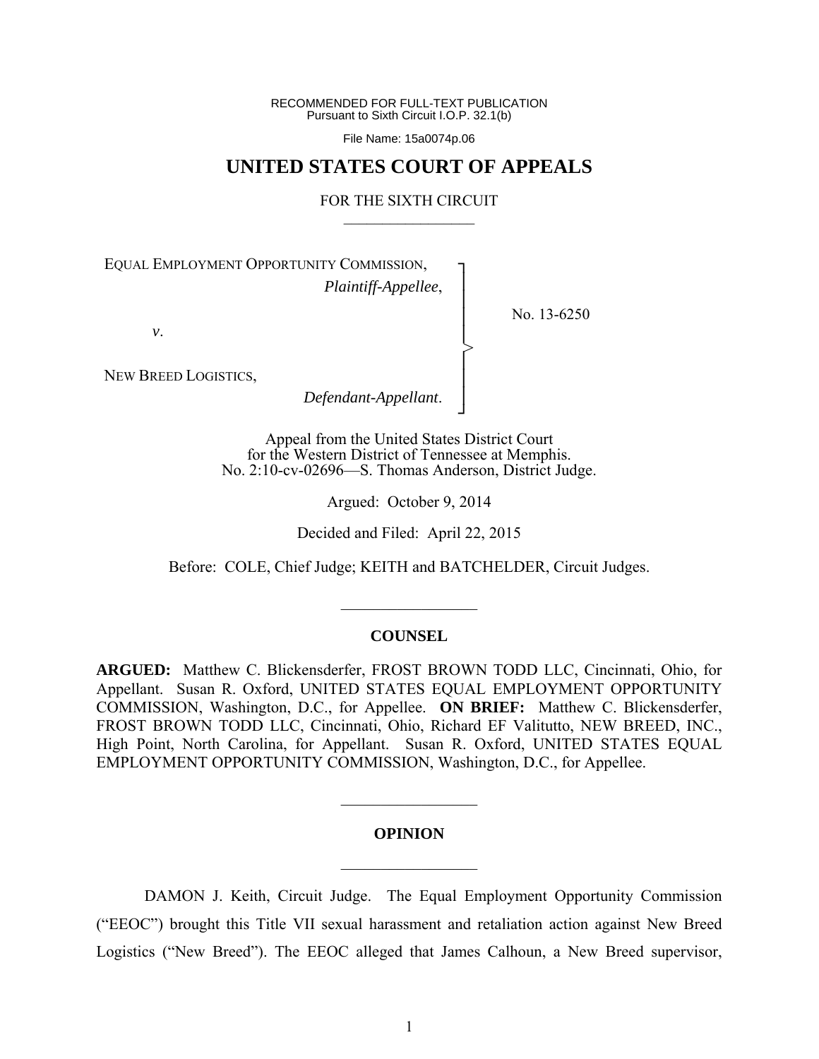RECOMMENDED FOR FULL-TEXT PUBLICATION
Pursuant to Sixth Circuit I.O.P. 32.1(b)

File Name: 15a0074p.06

# UNITED STATES COURT OF APPEALS

FOR THE SIXTH CIRCUIT

EQUAL EMPLOYMENT OPPORTUNITY COMMISSION,
*Plaintiff-Appellee*,

*v*.

NEW BREED LOGISTICS,
*Defendant-Appellant*.

No. 13-6250

Appeal from the United States District Court
for the Western District of Tennessee at Memphis.
No. 2:10-cv-02696—S. Thomas Anderson, District Judge.

Argued: October 9, 2014

Decided and Filed: April 22, 2015

Before: COLE, Chief Judge; KEITH and BATCHELDER, Circuit Judges.

## COUNSEL

**ARGUED:** Matthew C. Blickensderfer, FROST BROWN TODD LLC, Cincinnati, Ohio, for Appellant. Susan R. Oxford, UNITED STATES EQUAL EMPLOYMENT OPPORTUNITY COMMISSION, Washington, D.C., for Appellee. **ON BRIEF:** Matthew C. Blickensderfer, FROST BROWN TODD LLC, Cincinnati, Ohio, Richard EF Valitutto, NEW BREED, INC., High Point, North Carolina, for Appellant. Susan R. Oxford, UNITED STATES EQUAL EMPLOYMENT OPPORTUNITY COMMISSION, Washington, D.C., for Appellee.

## OPINION

DAMON J. Keith, Circuit Judge. The Equal Employment Opportunity Commission ("EEOC") brought this Title VII sexual harassment and retaliation action against New Breed Logistics ("New Breed"). The EEOC alleged that James Calhoun, a New Breed supervisor,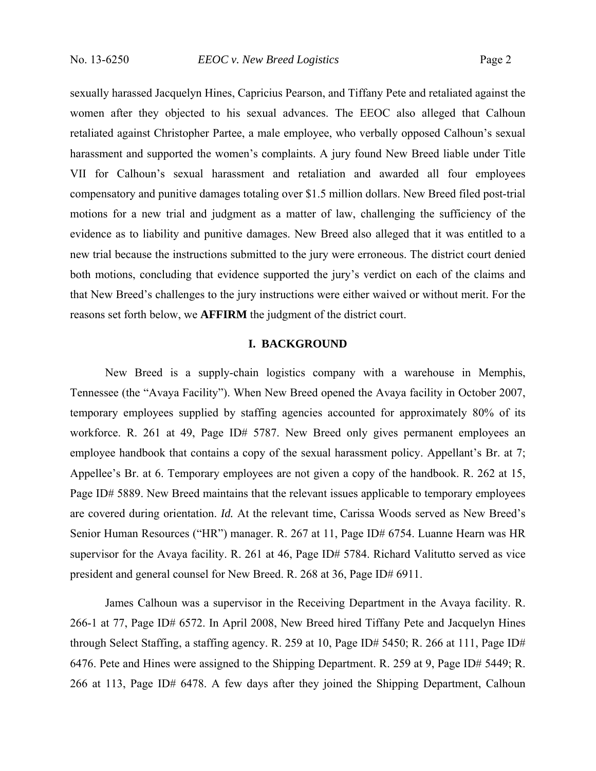sexually harassed Jacquelyn Hines, Capricius Pearson, and Tiffany Pete and retaliated against the women after they objected to his sexual advances. The EEOC also alleged that Calhoun retaliated against Christopher Partee, a male employee, who verbally opposed Calhoun's sexual harassment and supported the women's complaints. A jury found New Breed liable under Title VII for Calhoun's sexual harassment and retaliation and awarded all four employees compensatory and punitive damages totaling over $1.5 million dollars. New Breed filed post-trial motions for a new trial and judgment as a matter of law, challenging the sufficiency of the evidence as to liability and punitive damages. New Breed also alleged that it was entitled to a new trial because the instructions submitted to the jury were erroneous. The district court denied both motions, concluding that evidence supported the jury's verdict on each of the claims and that New Breed's challenges to the jury instructions were either waived or without merit. For the reasons set forth below, we **AFFIRM** the judgment of the district court.

## I. BACKGROUND

New Breed is a supply-chain logistics company with a warehouse in Memphis, Tennessee (the "Avaya Facility"). When New Breed opened the Avaya facility in October 2007, temporary employees supplied by staffing agencies accounted for approximately 80% of its workforce. R. 261 at 49, Page ID# 5787. New Breed only gives permanent employees an employee handbook that contains a copy of the sexual harassment policy. Appellant's Br. at 7; Appellee's Br. at 6. Temporary employees are not given a copy of the handbook. R. 262 at 15, Page ID# 5889. New Breed maintains that the relevant issues applicable to temporary employees are covered during orientation. *Id.* At the relevant time, Carissa Woods served as New Breed's Senior Human Resources ("HR") manager. R. 267 at 11, Page ID# 6754. Luanne Hearn was HR supervisor for the Avaya facility. R. 261 at 46, Page ID# 5784. Richard Valitutto served as vice president and general counsel for New Breed. R. 268 at 36, Page ID# 6911.

James Calhoun was a supervisor in the Receiving Department in the Avaya facility. R. 266-1 at 77, Page ID# 6572. In April 2008, New Breed hired Tiffany Pete and Jacquelyn Hines through Select Staffing, a staffing agency. R. 259 at 10, Page ID# 5450; R. 266 at 111, Page ID# 6476. Pete and Hines were assigned to the Shipping Department. R. 259 at 9, Page ID# 5449; R. 266 at 113, Page ID# 6478. A few days after they joined the Shipping Department, Calhoun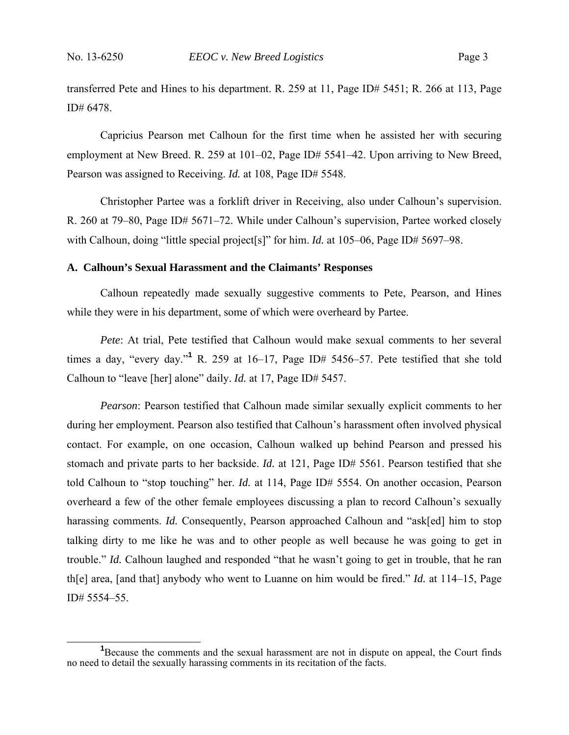transferred Pete and Hines to his department. R. 259 at 11, Page ID# 5451; R. 266 at 113, Page ID# 6478.

Capricius Pearson met Calhoun for the first time when he assisted her with securing employment at New Breed. R. 259 at 101–02, Page ID# 5541–42. Upon arriving to New Breed, Pearson was assigned to Receiving. *Id.* at 108, Page ID# 5548.

Christopher Partee was a forklift driver in Receiving, also under Calhoun's supervision. R. 260 at 79–80, Page ID# 5671–72. While under Calhoun's supervision, Partee worked closely with Calhoun, doing "little special project[s]" for him. *Id.* at 105–06, Page ID# 5697–98.

### A. Calhoun's Sexual Harassment and the Claimants' Responses

Calhoun repeatedly made sexually suggestive comments to Pete, Pearson, and Hines while they were in his department, some of which were overheard by Partee.

*Pete*: At trial, Pete testified that Calhoun would make sexual comments to her several times a day, "every day."[1] R. 259 at 16–17, Page ID# 5456–57. Pete testified that she told Calhoun to "leave [her] alone" daily. *Id.* at 17, Page ID# 5457.

*Pearson*: Pearson testified that Calhoun made similar sexually explicit comments to her during her employment. Pearson also testified that Calhoun's harassment often involved physical contact. For example, on one occasion, Calhoun walked up behind Pearson and pressed his stomach and private parts to her backside. *Id.* at 121, Page ID# 5561. Pearson testified that she told Calhoun to "stop touching" her. *Id.* at 114, Page ID# 5554. On another occasion, Pearson overheard a few of the other female employees discussing a plan to record Calhoun's sexually harassing comments. *Id.* Consequently, Pearson approached Calhoun and "ask[ed] him to stop talking dirty to me like he was and to other people as well because he was going to get in trouble." *Id.* Calhoun laughed and responded "that he wasn't going to get in trouble, that he ran th[e] area, [and that] anybody who went to Luanne on him would be fired." *Id.* at 114–15, Page ID# 5554–55.

[1] Because the comments and the sexual harassment are not in dispute on appeal, the Court finds no need to detail the sexually harassing comments in its recitation of the facts.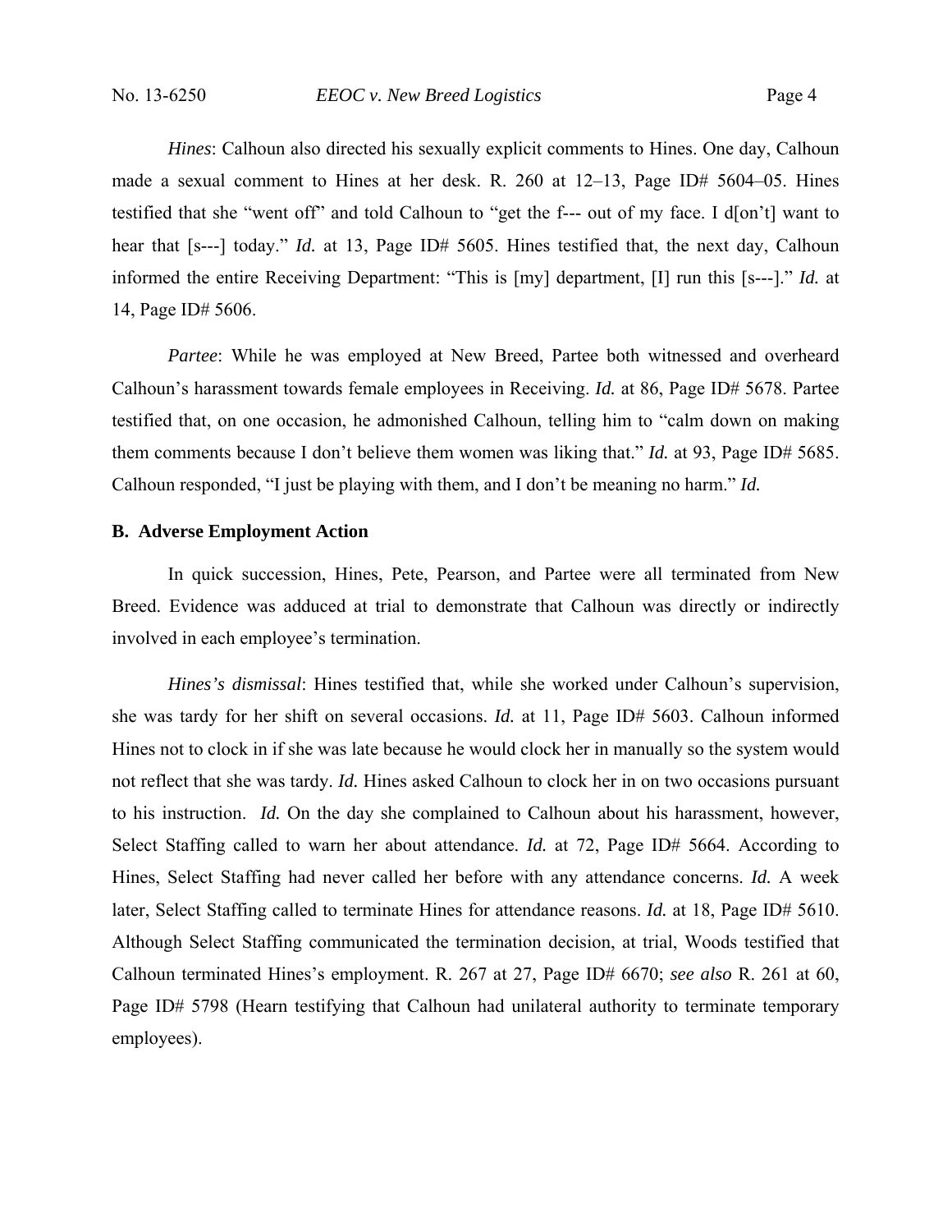*Hines*: Calhoun also directed his sexually explicit comments to Hines. One day, Calhoun made a sexual comment to Hines at her desk. R. 260 at 12–13, Page ID# 5604–05. Hines testified that she "went off" and told Calhoun to "get the f--- out of my face. I d[on't] want to hear that [s---] today." *Id.* at 13, Page ID# 5605. Hines testified that, the next day, Calhoun informed the entire Receiving Department: "This is [my] department, [I] run this [s---]." *Id.* at 14, Page ID# 5606.

*Partee*: While he was employed at New Breed, Partee both witnessed and overheard Calhoun's harassment towards female employees in Receiving. *Id.* at 86, Page ID# 5678. Partee testified that, on one occasion, he admonished Calhoun, telling him to "calm down on making them comments because I don't believe them women was liking that." *Id.* at 93, Page ID# 5685. Calhoun responded, "I just be playing with them, and I don't be meaning no harm." *Id.*

### B. Adverse Employment Action

In quick succession, Hines, Pete, Pearson, and Partee were all terminated from New Breed. Evidence was adduced at trial to demonstrate that Calhoun was directly or indirectly involved in each employee's termination.

*Hines's dismissal*: Hines testified that, while she worked under Calhoun's supervision, she was tardy for her shift on several occasions. *Id.* at 11, Page ID# 5603. Calhoun informed Hines not to clock in if she was late because he would clock her in manually so the system would not reflect that she was tardy. *Id.* Hines asked Calhoun to clock her in on two occasions pursuant to his instruction. *Id.* On the day she complained to Calhoun about his harassment, however, Select Staffing called to warn her about attendance. *Id.* at 72, Page ID# 5664. According to Hines, Select Staffing had never called her before with any attendance concerns. *Id.* A week later, Select Staffing called to terminate Hines for attendance reasons. *Id.* at 18, Page ID# 5610. Although Select Staffing communicated the termination decision, at trial, Woods testified that Calhoun terminated Hines's employment. R. 267 at 27, Page ID# 6670; *see also* R. 261 at 60, Page ID# 5798 (Hearn testifying that Calhoun had unilateral authority to terminate temporary employees).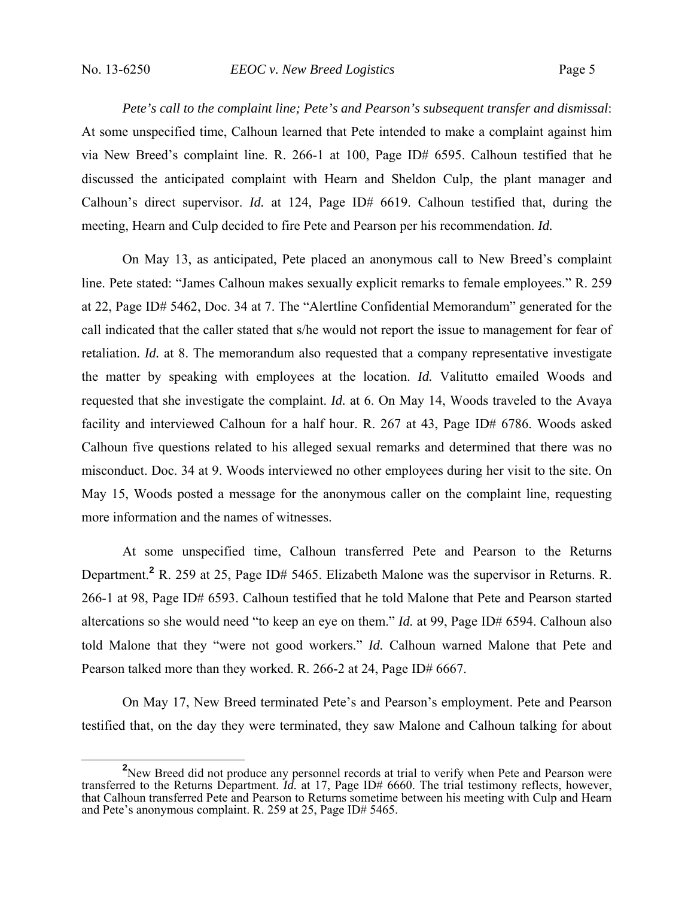*Pete's call to the complaint line; Pete's and Pearson's subsequent transfer and dismissal*: At some unspecified time, Calhoun learned that Pete intended to make a complaint against him via New Breed's complaint line. R. 266-1 at 100, Page ID# 6595. Calhoun testified that he discussed the anticipated complaint with Hearn and Sheldon Culp, the plant manager and Calhoun's direct supervisor. *Id.* at 124, Page ID# 6619. Calhoun testified that, during the meeting, Hearn and Culp decided to fire Pete and Pearson per his recommendation. *Id.*

On May 13, as anticipated, Pete placed an anonymous call to New Breed's complaint line. Pete stated: "James Calhoun makes sexually explicit remarks to female employees." R. 259 at 22, Page ID# 5462, Doc. 34 at 7. The "Alertline Confidential Memorandum" generated for the call indicated that the caller stated that s/he would not report the issue to management for fear of retaliation. *Id.* at 8. The memorandum also requested that a company representative investigate the matter by speaking with employees at the location. *Id.* Valitutto emailed Woods and requested that she investigate the complaint. *Id.* at 6. On May 14, Woods traveled to the Avaya facility and interviewed Calhoun for a half hour. R. 267 at 43, Page ID# 6786. Woods asked Calhoun five questions related to his alleged sexual remarks and determined that there was no misconduct. Doc. 34 at 9. Woods interviewed no other employees during her visit to the site. On May 15, Woods posted a message for the anonymous caller on the complaint line, requesting more information and the names of witnesses.

At some unspecified time, Calhoun transferred Pete and Pearson to the Returns Department.[2] R. 259 at 25, Page ID# 5465. Elizabeth Malone was the supervisor in Returns. R. 266-1 at 98, Page ID# 6593. Calhoun testified that he told Malone that Pete and Pearson started altercations so she would need "to keep an eye on them." *Id.* at 99, Page ID# 6594. Calhoun also told Malone that they "were not good workers." *Id.* Calhoun warned Malone that Pete and Pearson talked more than they worked. R. 266-2 at 24, Page ID# 6667.

On May 17, New Breed terminated Pete's and Pearson's employment. Pete and Pearson testified that, on the day they were terminated, they saw Malone and Calhoun talking for about

[2] New Breed did not produce any personnel records at trial to verify when Pete and Pearson were transferred to the Returns Department. *Id.* at 17, Page ID# 6660. The trial testimony reflects, however, that Calhoun transferred Pete and Pearson to Returns sometime between his meeting with Culp and Hearn and Pete's anonymous complaint. R. 259 at 25, Page ID# 5465.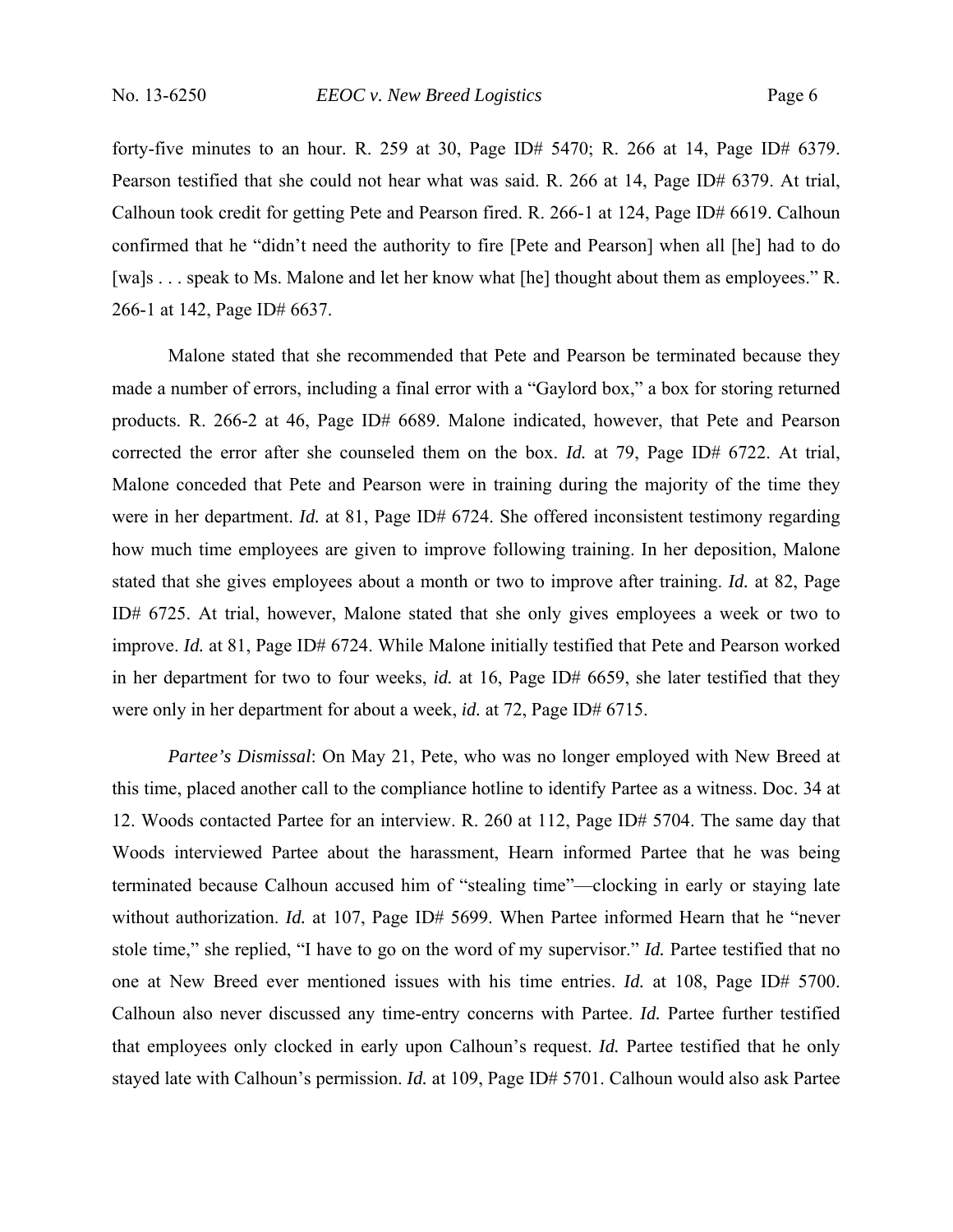forty-five minutes to an hour. R. 259 at 30, Page ID# 5470; R. 266 at 14, Page ID# 6379. Pearson testified that she could not hear what was said. R. 266 at 14, Page ID# 6379. At trial, Calhoun took credit for getting Pete and Pearson fired. R. 266-1 at 124, Page ID# 6619. Calhoun confirmed that he "didn't need the authority to fire [Pete and Pearson] when all [he] had to do [wa]s . . . speak to Ms. Malone and let her know what [he] thought about them as employees." R. 266-1 at 142, Page ID# 6637.

Malone stated that she recommended that Pete and Pearson be terminated because they made a number of errors, including a final error with a "Gaylord box," a box for storing returned products. R. 266-2 at 46, Page ID# 6689. Malone indicated, however, that Pete and Pearson corrected the error after she counseled them on the box. *Id.* at 79, Page ID# 6722. At trial, Malone conceded that Pete and Pearson were in training during the majority of the time they were in her department. *Id.* at 81, Page ID# 6724. She offered inconsistent testimony regarding how much time employees are given to improve following training. In her deposition, Malone stated that she gives employees about a month or two to improve after training. *Id.* at 82, Page ID# 6725. At trial, however, Malone stated that she only gives employees a week or two to improve. *Id.* at 81, Page ID# 6724. While Malone initially testified that Pete and Pearson worked in her department for two to four weeks, *id.* at 16, Page ID# 6659, she later testified that they were only in her department for about a week, *id.* at 72, Page ID# 6715.

*Partee's Dismissal*: On May 21, Pete, who was no longer employed with New Breed at this time, placed another call to the compliance hotline to identify Partee as a witness. Doc. 34 at 12. Woods contacted Partee for an interview. R. 260 at 112, Page ID# 5704. The same day that Woods interviewed Partee about the harassment, Hearn informed Partee that he was being terminated because Calhoun accused him of "stealing time"—clocking in early or staying late without authorization. *Id.* at 107, Page ID# 5699. When Partee informed Hearn that he "never stole time," she replied, "I have to go on the word of my supervisor." *Id.* Partee testified that no one at New Breed ever mentioned issues with his time entries. *Id.* at 108, Page ID# 5700. Calhoun also never discussed any time-entry concerns with Partee. *Id.* Partee further testified that employees only clocked in early upon Calhoun's request. *Id.* Partee testified that he only stayed late with Calhoun's permission. *Id.* at 109, Page ID# 5701. Calhoun would also ask Partee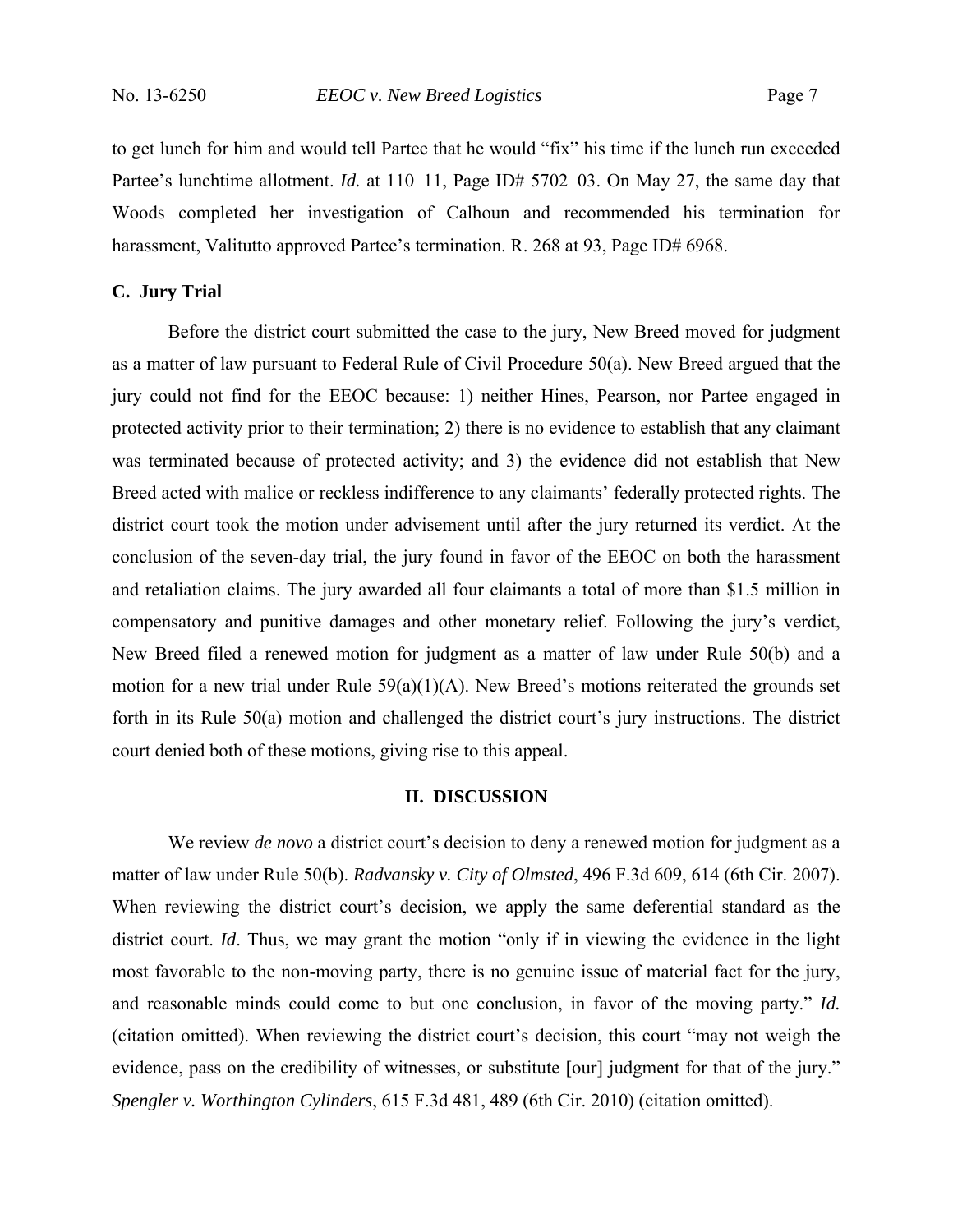to get lunch for him and would tell Partee that he would "fix" his time if the lunch run exceeded Partee's lunchtime allotment. *Id.* at 110–11, Page ID# 5702–03. On May 27, the same day that Woods completed her investigation of Calhoun and recommended his termination for harassment, Valitutto approved Partee's termination. R. 268 at 93, Page ID# 6968.

### C. Jury Trial

Before the district court submitted the case to the jury, New Breed moved for judgment as a matter of law pursuant to Federal Rule of Civil Procedure 50(a). New Breed argued that the jury could not find for the EEOC because: 1) neither Hines, Pearson, nor Partee engaged in protected activity prior to their termination; 2) there is no evidence to establish that any claimant was terminated because of protected activity; and 3) the evidence did not establish that New Breed acted with malice or reckless indifference to any claimants' federally protected rights. The district court took the motion under advisement until after the jury returned its verdict. At the conclusion of the seven-day trial, the jury found in favor of the EEOC on both the harassment and retaliation claims. The jury awarded all four claimants a total of more than $1.5 million in compensatory and punitive damages and other monetary relief. Following the jury's verdict, New Breed filed a renewed motion for judgment as a matter of law under Rule 50(b) and a motion for a new trial under Rule 59(a)(1)(A). New Breed's motions reiterated the grounds set forth in its Rule 50(a) motion and challenged the district court's jury instructions. The district court denied both of these motions, giving rise to this appeal.

## II. DISCUSSION

We review *de novo* a district court's decision to deny a renewed motion for judgment as a matter of law under Rule 50(b). *Radvansky v. City of Olmsted*, 496 F.3d 609, 614 (6th Cir. 2007). When reviewing the district court's decision, we apply the same deferential standard as the district court. *Id*. Thus, we may grant the motion "only if in viewing the evidence in the light most favorable to the non-moving party, there is no genuine issue of material fact for the jury, and reasonable minds could come to but one conclusion, in favor of the moving party." *Id.* (citation omitted). When reviewing the district court's decision, this court "may not weigh the evidence, pass on the credibility of witnesses, or substitute [our] judgment for that of the jury." *Spengler v. Worthington Cylinders*, 615 F.3d 481, 489 (6th Cir. 2010) (citation omitted).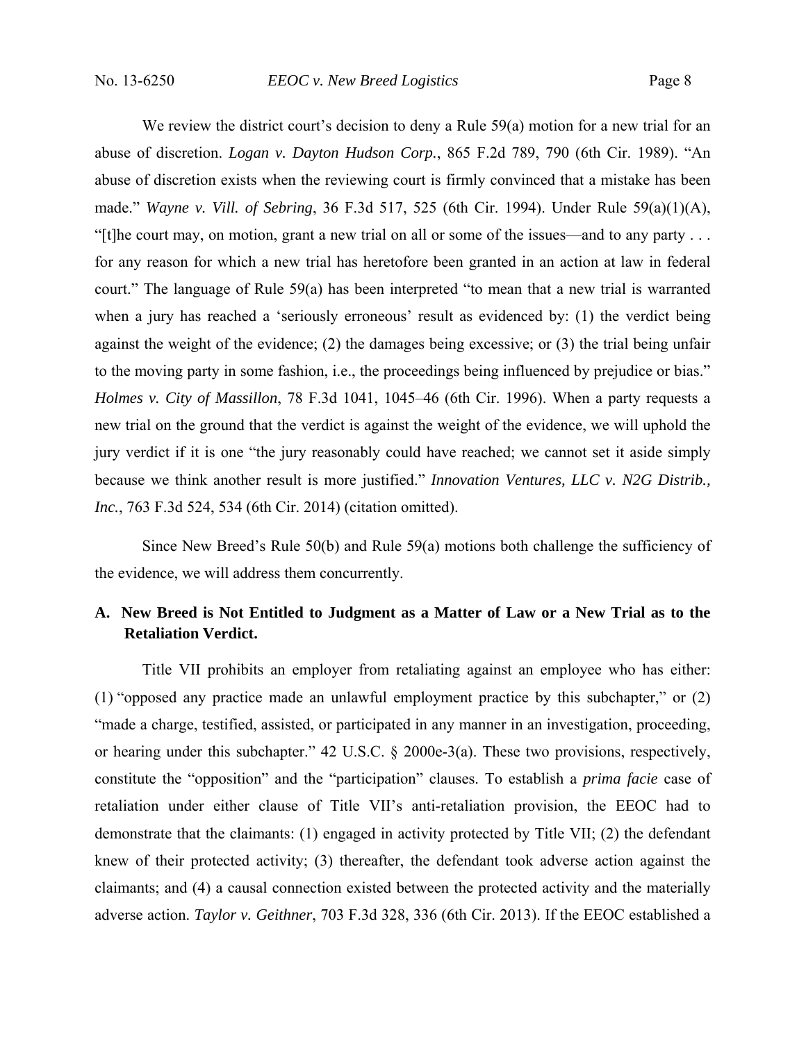We review the district court's decision to deny a Rule 59(a) motion for a new trial for an abuse of discretion. *Logan v. Dayton Hudson Corp.*, 865 F.2d 789, 790 (6th Cir. 1989). "An abuse of discretion exists when the reviewing court is firmly convinced that a mistake has been made." *Wayne v. Vill. of Sebring*, 36 F.3d 517, 525 (6th Cir. 1994). Under Rule 59(a)(1)(A), "[t]he court may, on motion, grant a new trial on all or some of the issues—and to any party . . . for any reason for which a new trial has heretofore been granted in an action at law in federal court." The language of Rule 59(a) has been interpreted "to mean that a new trial is warranted when a jury has reached a 'seriously erroneous' result as evidenced by: (1) the verdict being against the weight of the evidence; (2) the damages being excessive; or (3) the trial being unfair to the moving party in some fashion, i.e., the proceedings being influenced by prejudice or bias." *Holmes v. City of Massillon*, 78 F.3d 1041, 1045–46 (6th Cir. 1996). When a party requests a new trial on the ground that the verdict is against the weight of the evidence, we will uphold the jury verdict if it is one "the jury reasonably could have reached; we cannot set it aside simply because we think another result is more justified." *Innovation Ventures, LLC v. N2G Distrib., Inc.*, 763 F.3d 524, 534 (6th Cir. 2014) (citation omitted).

Since New Breed's Rule 50(b) and Rule 59(a) motions both challenge the sufficiency of the evidence, we will address them concurrently.

### A. New Breed is Not Entitled to Judgment as a Matter of Law or a New Trial as to the Retaliation Verdict.

Title VII prohibits an employer from retaliating against an employee who has either: (1) "opposed any practice made an unlawful employment practice by this subchapter," or (2) "made a charge, testified, assisted, or participated in any manner in an investigation, proceeding, or hearing under this subchapter." 42 U.S.C. § 2000e-3(a). These two provisions, respectively, constitute the "opposition" and the "participation" clauses. To establish a *prima facie* case of retaliation under either clause of Title VII's anti-retaliation provision, the EEOC had to demonstrate that the claimants: (1) engaged in activity protected by Title VII; (2) the defendant knew of their protected activity; (3) thereafter, the defendant took adverse action against the claimants; and (4) a causal connection existed between the protected activity and the materially adverse action. *Taylor v. Geithner*, 703 F.3d 328, 336 (6th Cir. 2013). If the EEOC established a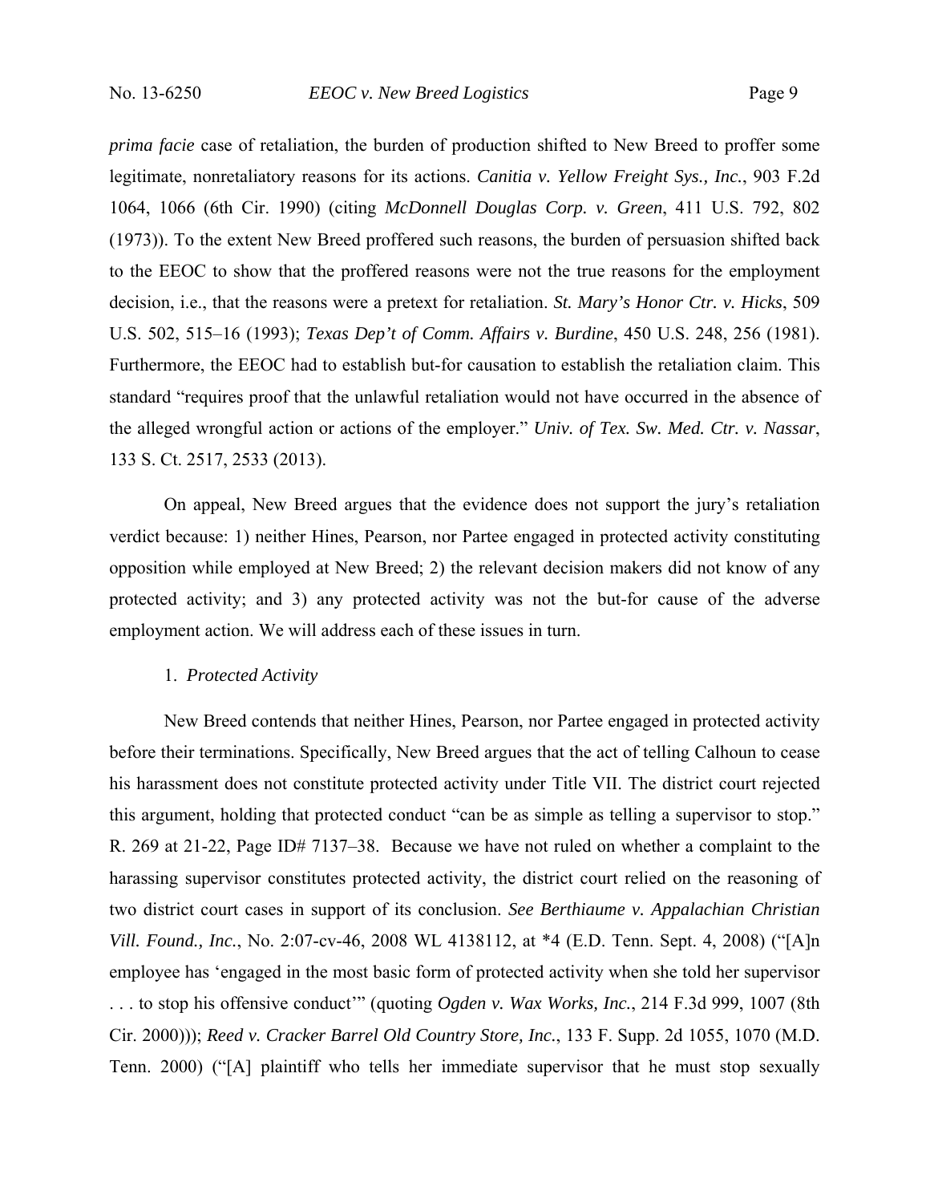*prima facie* case of retaliation, the burden of production shifted to New Breed to proffer some legitimate, nonretaliatory reasons for its actions. *Canitia v. Yellow Freight Sys., Inc.*, 903 F.2d 1064, 1066 (6th Cir. 1990) (citing *McDonnell Douglas Corp. v. Green*, 411 U.S. 792, 802 (1973)). To the extent New Breed proffered such reasons, the burden of persuasion shifted back to the EEOC to show that the proffered reasons were not the true reasons for the employment decision, i.e., that the reasons were a pretext for retaliation. *St. Mary's Honor Ctr. v. Hicks*, 509 U.S. 502, 515–16 (1993); *Texas Dep't of Comm. Affairs v. Burdine*, 450 U.S. 248, 256 (1981). Furthermore, the EEOC had to establish but-for causation to establish the retaliation claim. This standard "requires proof that the unlawful retaliation would not have occurred in the absence of the alleged wrongful action or actions of the employer." *Univ. of Tex. Sw. Med. Ctr. v. Nassar*, 133 S. Ct. 2517, 2533 (2013).

On appeal, New Breed argues that the evidence does not support the jury's retaliation verdict because: 1) neither Hines, Pearson, nor Partee engaged in protected activity constituting opposition while employed at New Breed; 2) the relevant decision makers did not know of any protected activity; and 3) any protected activity was not the but-for cause of the adverse employment action. We will address each of these issues in turn.

1. *Protected Activity*

New Breed contends that neither Hines, Pearson, nor Partee engaged in protected activity before their terminations. Specifically, New Breed argues that the act of telling Calhoun to cease his harassment does not constitute protected activity under Title VII. The district court rejected this argument, holding that protected conduct "can be as simple as telling a supervisor to stop." R. 269 at 21-22, Page ID# 7137–38. Because we have not ruled on whether a complaint to the harassing supervisor constitutes protected activity, the district court relied on the reasoning of two district court cases in support of its conclusion. *See Berthiaume v. Appalachian Christian Vill. Found., Inc.*, No. 2:07-cv-46, 2008 WL 4138112, at *4 (E.D. Tenn. Sept. 4, 2008) ("[A]n employee has 'engaged in the most basic form of protected activity when she told her supervisor . . . to stop his offensive conduct'" (quoting *Ogden v. Wax Works, Inc.*, 214 F.3d 999, 1007 (8th Cir. 2000))); *Reed v. Cracker Barrel Old Country Store, Inc.*, 133 F. Supp. 2d 1055, 1070 (M.D. Tenn. 2000) ("[A] plaintiff who tells her immediate supervisor that he must stop sexually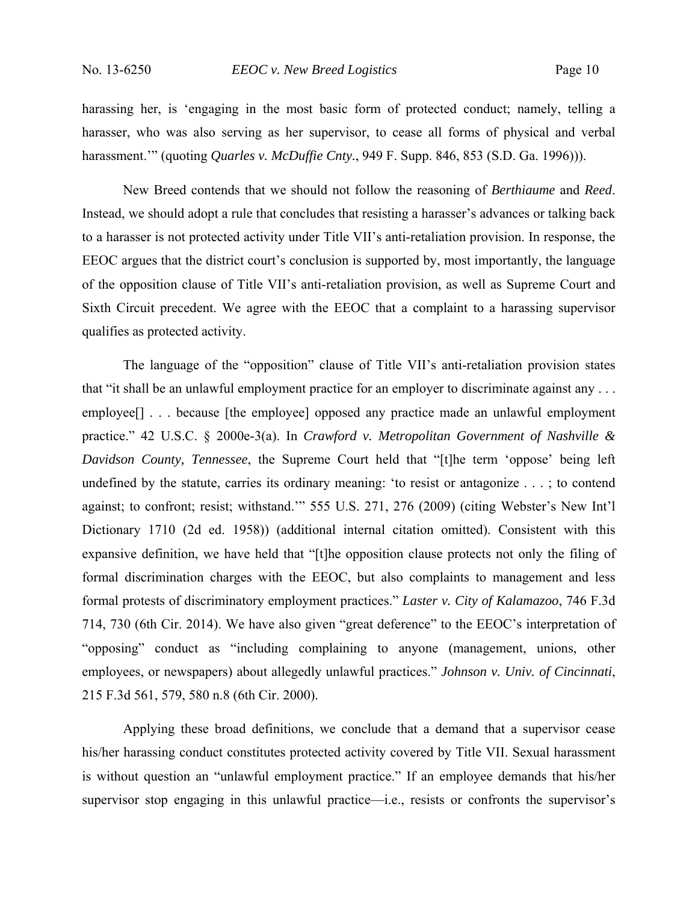harassing her, is 'engaging in the most basic form of protected conduct; namely, telling a harasser, who was also serving as her supervisor, to cease all forms of physical and verbal harassment.'" (quoting *Quarles v. McDuffie Cnty.*, 949 F. Supp. 846, 853 (S.D. Ga. 1996))).

New Breed contends that we should not follow the reasoning of *Berthiaume* and *Reed*. Instead, we should adopt a rule that concludes that resisting a harasser's advances or talking back to a harasser is not protected activity under Title VII's anti-retaliation provision. In response, the EEOC argues that the district court's conclusion is supported by, most importantly, the language of the opposition clause of Title VII's anti-retaliation provision, as well as Supreme Court and Sixth Circuit precedent. We agree with the EEOC that a complaint to a harassing supervisor qualifies as protected activity.

The language of the "opposition" clause of Title VII's anti-retaliation provision states that "it shall be an unlawful employment practice for an employer to discriminate against any . . . employee[] . . . because [the employee] opposed any practice made an unlawful employment practice." 42 U.S.C. § 2000e-3(a). In *Crawford v. Metropolitan Government of Nashville & Davidson County, Tennessee*, the Supreme Court held that "[t]he term 'oppose' being left undefined by the statute, carries its ordinary meaning: 'to resist or antagonize . . . ; to contend against; to confront; resist; withstand.'" 555 U.S. 271, 276 (2009) (citing Webster's New Int'l Dictionary 1710 (2d ed. 1958)) (additional internal citation omitted). Consistent with this expansive definition, we have held that "[t]he opposition clause protects not only the filing of formal discrimination charges with the EEOC, but also complaints to management and less formal protests of discriminatory employment practices." *Laster v. City of Kalamazoo*, 746 F.3d 714, 730 (6th Cir. 2014). We have also given "great deference" to the EEOC's interpretation of "opposing" conduct as "including complaining to anyone (management, unions, other employees, or newspapers) about allegedly unlawful practices." *Johnson v. Univ. of Cincinnati*, 215 F.3d 561, 579, 580 n.8 (6th Cir. 2000).

Applying these broad definitions, we conclude that a demand that a supervisor cease his/her harassing conduct constitutes protected activity covered by Title VII. Sexual harassment is without question an "unlawful employment practice." If an employee demands that his/her supervisor stop engaging in this unlawful practice—i.e., resists or confronts the supervisor's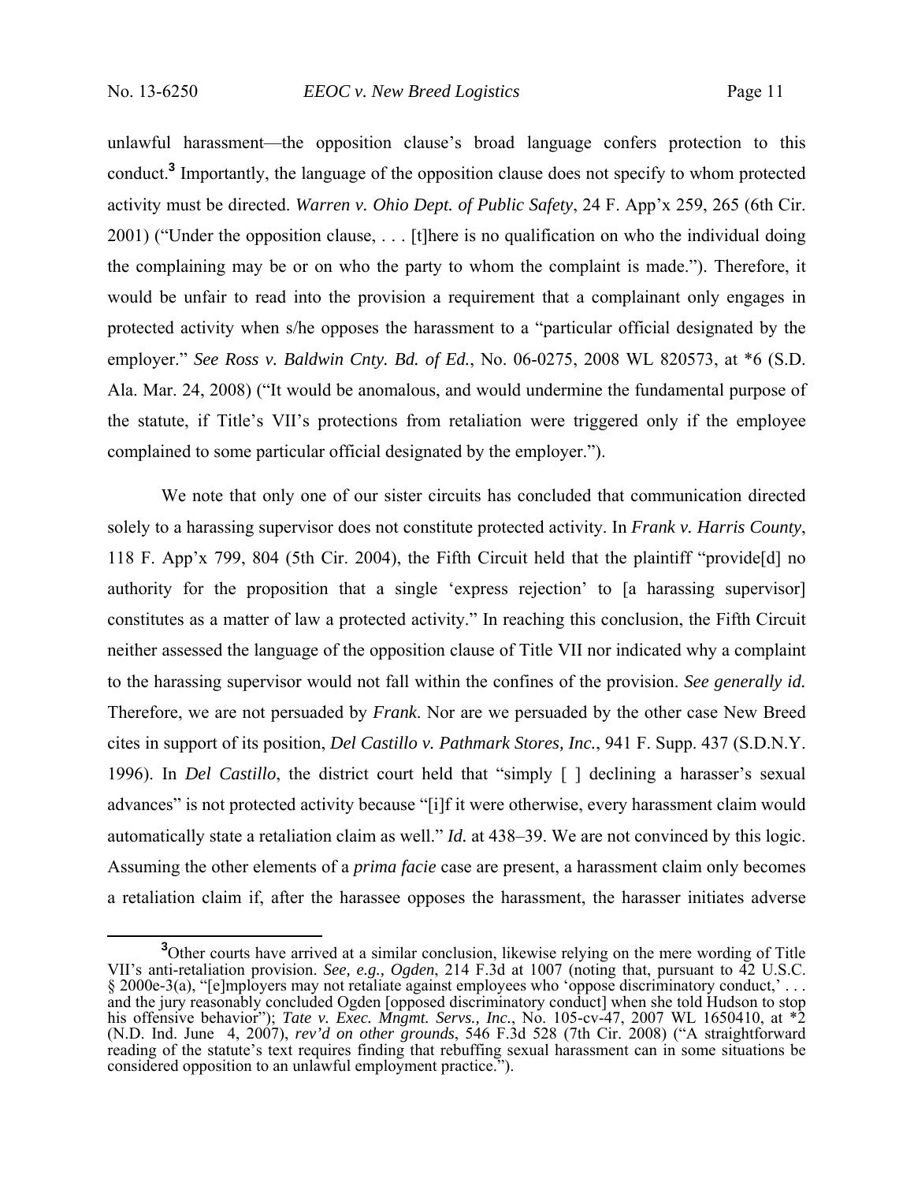unlawful harassment—the opposition clause's broad language confers protection to this conduct.[3] Importantly, the language of the opposition clause does not specify to whom protected activity must be directed. *Warren v. Ohio Dept. of Public Safety*, 24 F. App'x 259, 265 (6th Cir. 2001) ("Under the opposition clause, . . . [t]here is no qualification on who the individual doing the complaining may be or on who the party to whom the complaint is made."). Therefore, it would be unfair to read into the provision a requirement that a complainant only engages in protected activity when s/he opposes the harassment to a "particular official designated by the employer." *See Ross v. Baldwin Cnty. Bd. of Ed.*, No. 06-0275, 2008 WL 820573, at *6 (S.D. Ala. Mar. 24, 2008) ("It would be anomalous, and would undermine the fundamental purpose of the statute, if Title's VII's protections from retaliation were triggered only if the employee complained to some particular official designated by the employer.").

We note that only one of our sister circuits has concluded that communication directed solely to a harassing supervisor does not constitute protected activity. In *Frank v. Harris County*, 118 F. App'x 799, 804 (5th Cir. 2004), the Fifth Circuit held that the plaintiff "provide[d] no authority for the proposition that a single 'express rejection' to [a harassing supervisor] constitutes as a matter of law a protected activity." In reaching this conclusion, the Fifth Circuit neither assessed the language of the opposition clause of Title VII nor indicated why a complaint to the harassing supervisor would not fall within the confines of the provision. *See generally id.* Therefore, we are not persuaded by *Frank*. Nor are we persuaded by the other case New Breed cites in support of its position, *Del Castillo v. Pathmark Stores, Inc.*, 941 F. Supp. 437 (S.D.N.Y. 1996). In *Del Castillo*, the district court held that "simply [ ] declining a harasser's sexual advances" is not protected activity because "[i]f it were otherwise, every harassment claim would automatically state a retaliation claim as well." *Id.* at 438–39. We are not convinced by this logic. Assuming the other elements of a *prima facie* case are present, a harassment claim only becomes a retaliation claim if, after the harassee opposes the harassment, the harasser initiates adverse

[3]Other courts have arrived at a similar conclusion, likewise relying on the mere wording of Title VII's anti-retaliation provision. *See, e.g., Ogden*, 214 F.3d at 1007 (noting that, pursuant to 42 U.S.C. § 2000e-3(a), "[e]mployers may not retaliate against employees who 'oppose discriminatory conduct,' . . . and the jury reasonably concluded Ogden [opposed discriminatory conduct] when she told Hudson to stop his offensive behavior"); *Tate v. Exec. Mngmt. Servs., Inc.*, No. 105-cv-47, 2007 WL 1650410, at *2 (N.D. Ind. June 4, 2007), *rev'd on other grounds*, 546 F.3d 528 (7th Cir. 2008) ("A straightforward reading of the statute's text requires finding that rebuffing sexual harassment can in some situations be considered opposition to an unlawful employment practice.").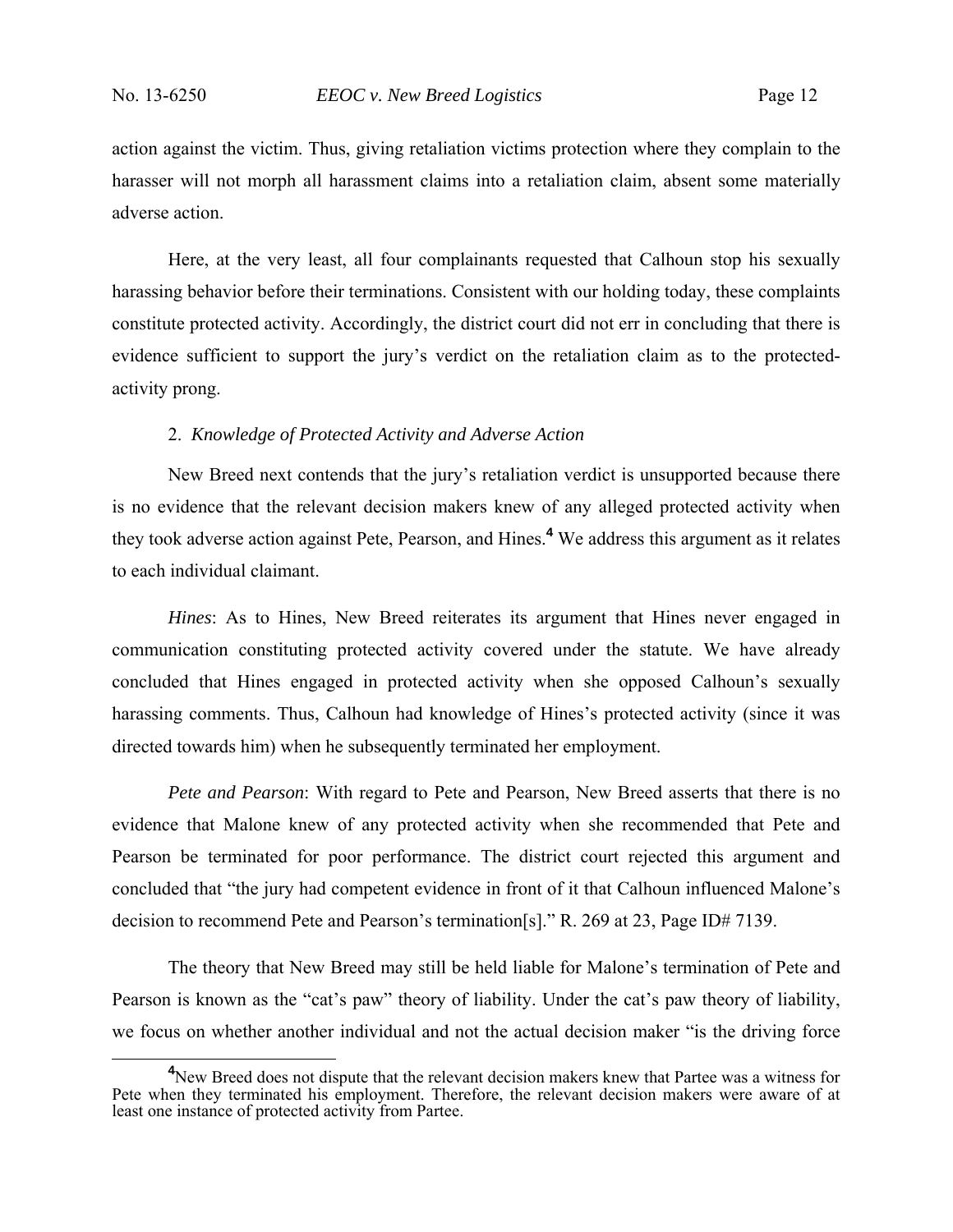action against the victim. Thus, giving retaliation victims protection where they complain to the harasser will not morph all harassment claims into a retaliation claim, absent some materially adverse action.

Here, at the very least, all four complainants requested that Calhoun stop his sexually harassing behavior before their terminations. Consistent with our holding today, these complaints constitute protected activity. Accordingly, the district court did not err in concluding that there is evidence sufficient to support the jury's verdict on the retaliation claim as to the protected-activity prong.

2. *Knowledge of Protected Activity and Adverse Action*

New Breed next contends that the jury's retaliation verdict is unsupported because there is no evidence that the relevant decision makers knew of any alleged protected activity when they took adverse action against Pete, Pearson, and Hines.[4] We address this argument as it relates to each individual claimant.

*Hines*: As to Hines, New Breed reiterates its argument that Hines never engaged in communication constituting protected activity covered under the statute. We have already concluded that Hines engaged in protected activity when she opposed Calhoun's sexually harassing comments. Thus, Calhoun had knowledge of Hines's protected activity (since it was directed towards him) when he subsequently terminated her employment.

*Pete and Pearson*: With regard to Pete and Pearson, New Breed asserts that there is no evidence that Malone knew of any protected activity when she recommended that Pete and Pearson be terminated for poor performance. The district court rejected this argument and concluded that "the jury had competent evidence in front of it that Calhoun influenced Malone's decision to recommend Pete and Pearson's termination[s]." R. 269 at 23, Page ID# 7139.

The theory that New Breed may still be held liable for Malone's termination of Pete and Pearson is known as the "cat's paw" theory of liability. Under the cat's paw theory of liability, we focus on whether another individual and not the actual decision maker "is the driving force

[4] New Breed does not dispute that the relevant decision makers knew that Partee was a witness for Pete when they terminated his employment. Therefore, the relevant decision makers were aware of at least one instance of protected activity from Partee.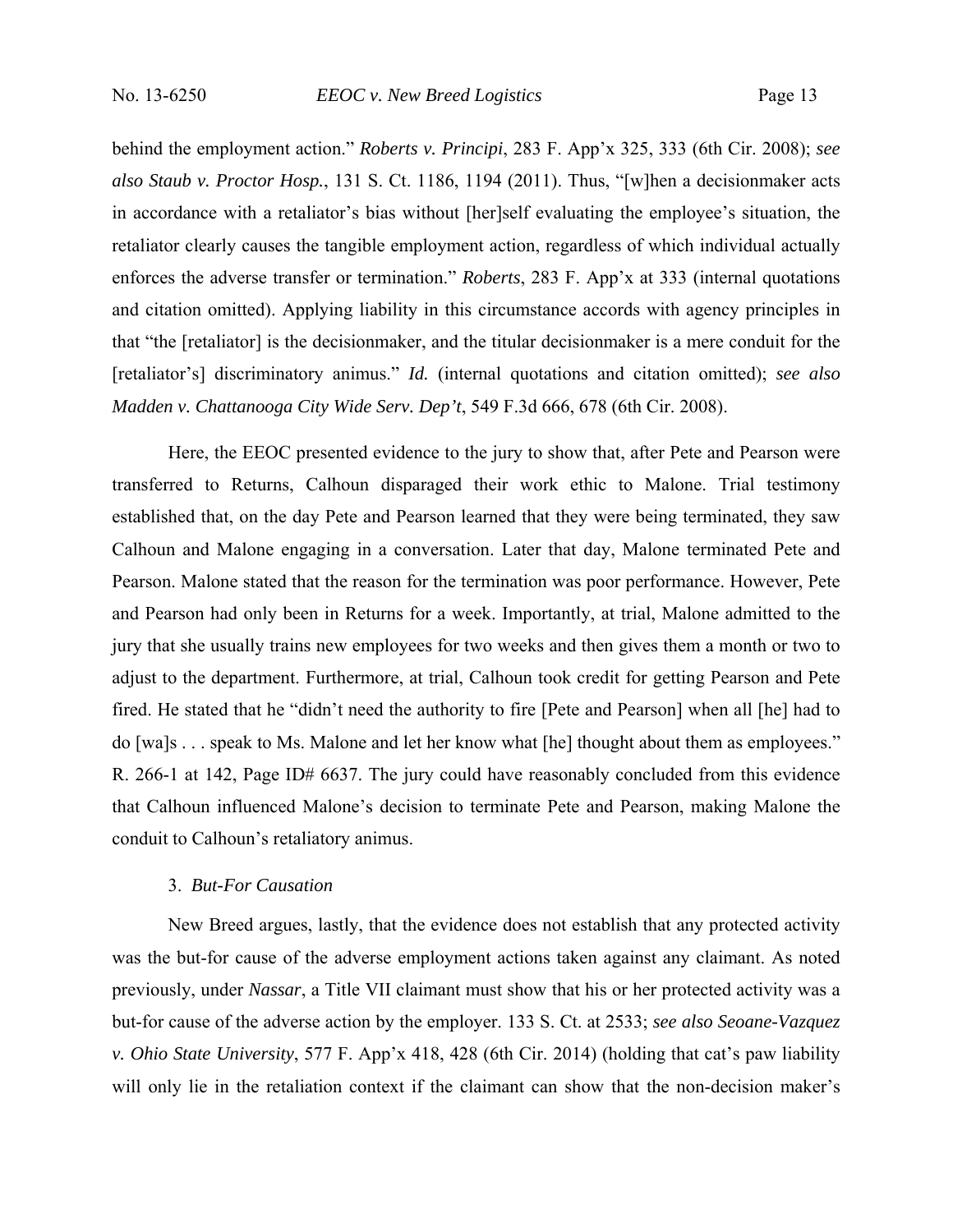behind the employment action." *Roberts v. Principi*, 283 F. App'x 325, 333 (6th Cir. 2008); *see also Staub v. Proctor Hosp.*, 131 S. Ct. 1186, 1194 (2011). Thus, "[w]hen a decisionmaker acts in accordance with a retaliator's bias without [her]self evaluating the employee's situation, the retaliator clearly causes the tangible employment action, regardless of which individual actually enforces the adverse transfer or termination." *Roberts*, 283 F. App'x at 333 (internal quotations and citation omitted). Applying liability in this circumstance accords with agency principles in that "the [retaliator] is the decisionmaker, and the titular decisionmaker is a mere conduit for the [retaliator's] discriminatory animus." *Id.* (internal quotations and citation omitted); *see also Madden v. Chattanooga City Wide Serv. Dep't*, 549 F.3d 666, 678 (6th Cir. 2008).

Here, the EEOC presented evidence to the jury to show that, after Pete and Pearson were transferred to Returns, Calhoun disparaged their work ethic to Malone. Trial testimony established that, on the day Pete and Pearson learned that they were being terminated, they saw Calhoun and Malone engaging in a conversation. Later that day, Malone terminated Pete and Pearson. Malone stated that the reason for the termination was poor performance. However, Pete and Pearson had only been in Returns for a week. Importantly, at trial, Malone admitted to the jury that she usually trains new employees for two weeks and then gives them a month or two to adjust to the department. Furthermore, at trial, Calhoun took credit for getting Pearson and Pete fired. He stated that he "didn't need the authority to fire [Pete and Pearson] when all [he] had to do [wa]s . . . speak to Ms. Malone and let her know what [he] thought about them as employees." R. 266-1 at 142, Page ID# 6637. The jury could have reasonably concluded from this evidence that Calhoun influenced Malone's decision to terminate Pete and Pearson, making Malone the conduit to Calhoun's retaliatory animus.

### 3. *But-For Causation*

New Breed argues, lastly, that the evidence does not establish that any protected activity was the but-for cause of the adverse employment actions taken against any claimant. As noted previously, under *Nassar*, a Title VII claimant must show that his or her protected activity was a but-for cause of the adverse action by the employer. 133 S. Ct. at 2533; *see also Seoane-Vazquez v. Ohio State University*, 577 F. App'x 418, 428 (6th Cir. 2014) (holding that cat's paw liability will only lie in the retaliation context if the claimant can show that the non-decision maker's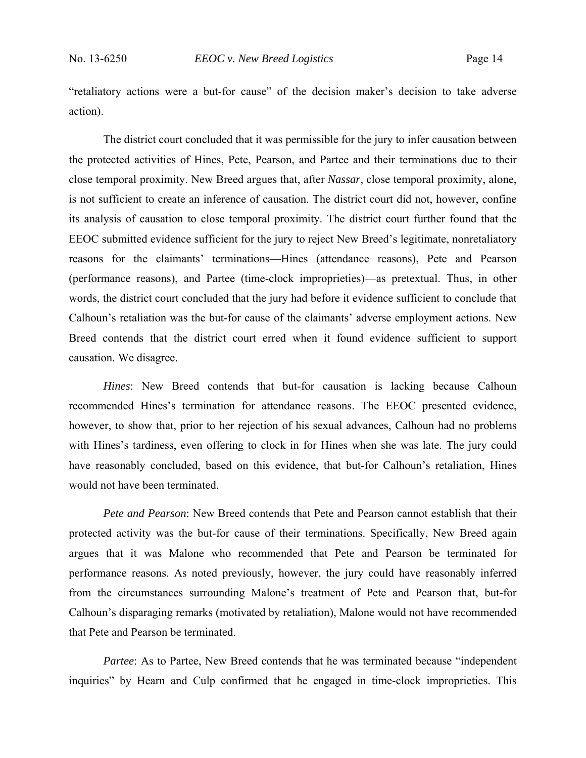"retaliatory actions were a but-for cause" of the decision maker's decision to take adverse action).

The district court concluded that it was permissible for the jury to infer causation between the protected activities of Hines, Pete, Pearson, and Partee and their terminations due to their close temporal proximity. New Breed argues that, after *Nassar*, close temporal proximity, alone, is not sufficient to create an inference of causation. The district court did not, however, confine its analysis of causation to close temporal proximity. The district court further found that the EEOC submitted evidence sufficient for the jury to reject New Breed's legitimate, nonretaliatory reasons for the claimants' terminations—Hines (attendance reasons), Pete and Pearson (performance reasons), and Partee (time-clock improprieties)—as pretextual. Thus, in other words, the district court concluded that the jury had before it evidence sufficient to conclude that Calhoun's retaliation was the but-for cause of the claimants' adverse employment actions. New Breed contends that the district court erred when it found evidence sufficient to support causation. We disagree.

*Hines*: New Breed contends that but-for causation is lacking because Calhoun recommended Hines's termination for attendance reasons. The EEOC presented evidence, however, to show that, prior to her rejection of his sexual advances, Calhoun had no problems with Hines's tardiness, even offering to clock in for Hines when she was late. The jury could have reasonably concluded, based on this evidence, that but-for Calhoun's retaliation, Hines would not have been terminated.

*Pete and Pearson*: New Breed contends that Pete and Pearson cannot establish that their protected activity was the but-for cause of their terminations. Specifically, New Breed again argues that it was Malone who recommended that Pete and Pearson be terminated for performance reasons. As noted previously, however, the jury could have reasonably inferred from the circumstances surrounding Malone's treatment of Pete and Pearson that, but-for Calhoun's disparaging remarks (motivated by retaliation), Malone would not have recommended that Pete and Pearson be terminated.

*Partee*: As to Partee, New Breed contends that he was terminated because "independent inquiries" by Hearn and Culp confirmed that he engaged in time-clock improprieties. This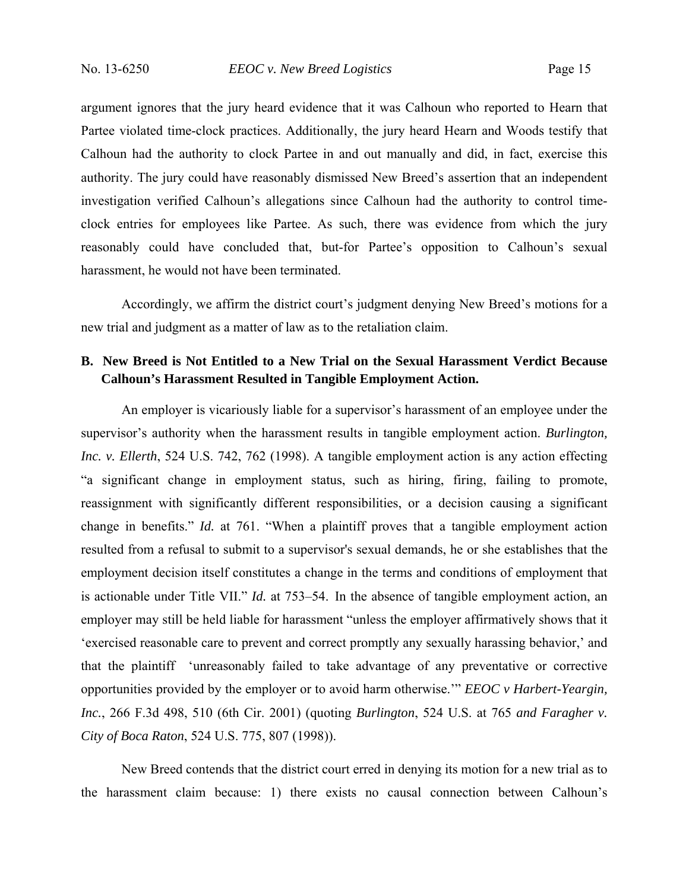argument ignores that the jury heard evidence that it was Calhoun who reported to Hearn that Partee violated time-clock practices. Additionally, the jury heard Hearn and Woods testify that Calhoun had the authority to clock Partee in and out manually and did, in fact, exercise this authority. The jury could have reasonably dismissed New Breed's assertion that an independent investigation verified Calhoun's allegations since Calhoun had the authority to control time-clock entries for employees like Partee. As such, there was evidence from which the jury reasonably could have concluded that, but-for Partee's opposition to Calhoun's sexual harassment, he would not have been terminated.

Accordingly, we affirm the district court's judgment denying New Breed's motions for a new trial and judgment as a matter of law as to the retaliation claim.

### B. New Breed is Not Entitled to a New Trial on the Sexual Harassment Verdict Because Calhoun's Harassment Resulted in Tangible Employment Action.

An employer is vicariously liable for a supervisor's harassment of an employee under the supervisor's authority when the harassment results in tangible employment action. *Burlington, Inc. v. Ellerth*, 524 U.S. 742, 762 (1998). A tangible employment action is any action effecting "a significant change in employment status, such as hiring, firing, failing to promote, reassignment with significantly different responsibilities, or a decision causing a significant change in benefits." *Id.* at 761. "When a plaintiff proves that a tangible employment action resulted from a refusal to submit to a supervisor's sexual demands, he or she establishes that the employment decision itself constitutes a change in the terms and conditions of employment that is actionable under Title VII." *Id.* at 753–54. In the absence of tangible employment action, an employer may still be held liable for harassment "unless the employer affirmatively shows that it 'exercised reasonable care to prevent and correct promptly any sexually harassing behavior,' and that the plaintiff 'unreasonably failed to take advantage of any preventative or corrective opportunities provided by the employer or to avoid harm otherwise.'" *EEOC v Harbert-Yeargin, Inc.*, 266 F.3d 498, 510 (6th Cir. 2001) (quoting *Burlington*, 524 U.S. at 765 *and Faragher v. City of Boca Raton*, 524 U.S. 775, 807 (1998)).

New Breed contends that the district court erred in denying its motion for a new trial as to the harassment claim because: 1) there exists no causal connection between Calhoun's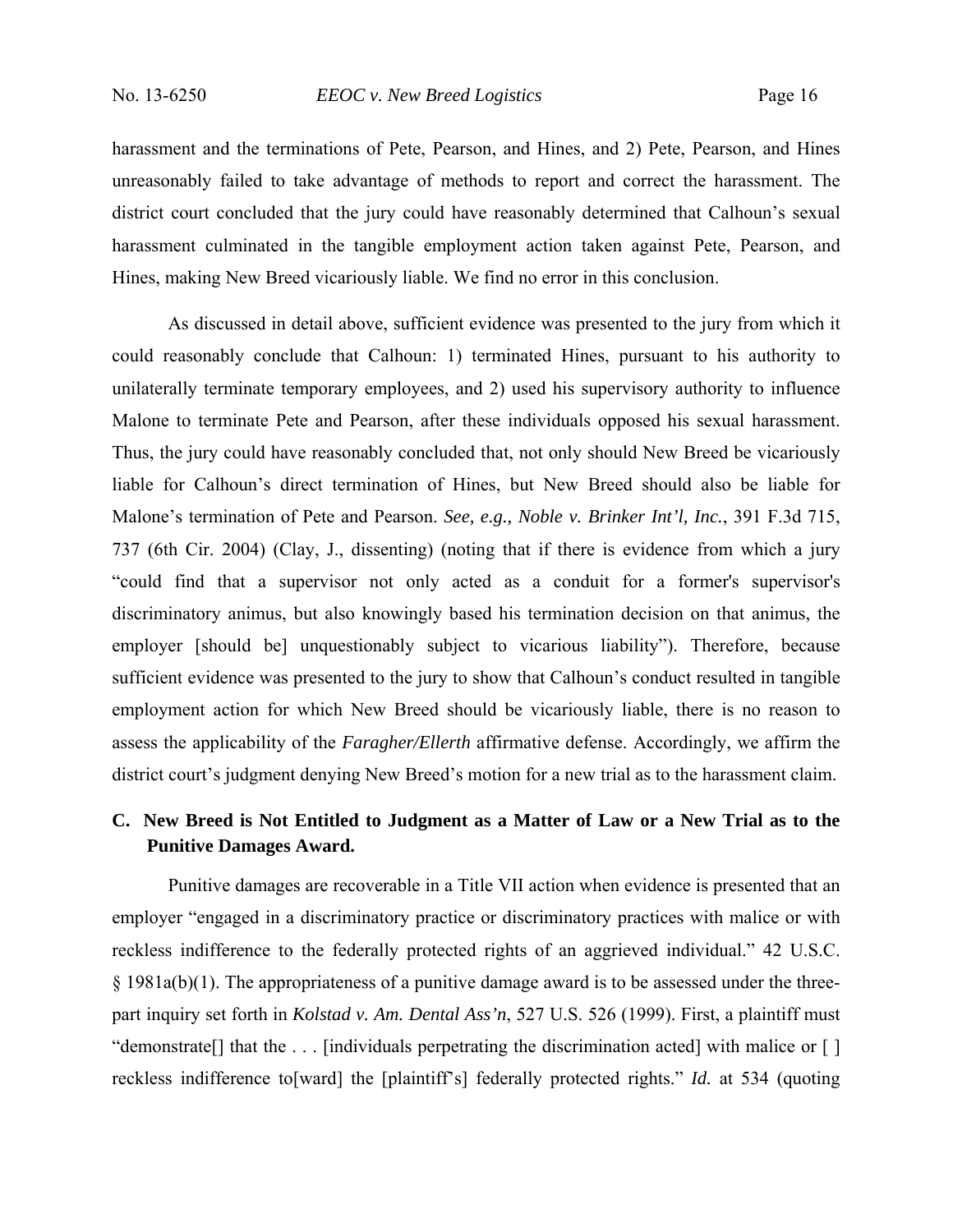harassment and the terminations of Pete, Pearson, and Hines, and 2) Pete, Pearson, and Hines unreasonably failed to take advantage of methods to report and correct the harassment. The district court concluded that the jury could have reasonably determined that Calhoun's sexual harassment culminated in the tangible employment action taken against Pete, Pearson, and Hines, making New Breed vicariously liable. We find no error in this conclusion.

As discussed in detail above, sufficient evidence was presented to the jury from which it could reasonably conclude that Calhoun: 1) terminated Hines, pursuant to his authority to unilaterally terminate temporary employees, and 2) used his supervisory authority to influence Malone to terminate Pete and Pearson, after these individuals opposed his sexual harassment. Thus, the jury could have reasonably concluded that, not only should New Breed be vicariously liable for Calhoun's direct termination of Hines, but New Breed should also be liable for Malone's termination of Pete and Pearson. *See, e.g., Noble v. Brinker Int'l, Inc.*, 391 F.3d 715, 737 (6th Cir. 2004) (Clay, J., dissenting) (noting that if there is evidence from which a jury "could find that a supervisor not only acted as a conduit for a former's supervisor's discriminatory animus, but also knowingly based his termination decision on that animus, the employer [should be] unquestionably subject to vicarious liability"). Therefore, because sufficient evidence was presented to the jury to show that Calhoun's conduct resulted in tangible employment action for which New Breed should be vicariously liable, there is no reason to assess the applicability of the *Faragher/Ellerth* affirmative defense. Accordingly, we affirm the district court's judgment denying New Breed's motion for a new trial as to the harassment claim.

### C. New Breed is Not Entitled to Judgment as a Matter of Law or a New Trial as to the Punitive Damages Award.

Punitive damages are recoverable in a Title VII action when evidence is presented that an employer "engaged in a discriminatory practice or discriminatory practices with malice or with reckless indifference to the federally protected rights of an aggrieved individual." 42 U.S.C. § 1981a(b)(1). The appropriateness of a punitive damage award is to be assessed under the three-part inquiry set forth in *Kolstad v. Am. Dental Ass'n*, 527 U.S. 526 (1999). First, a plaintiff must "demonstrate[] that the . . . [individuals perpetrating the discrimination acted] with malice or [ ] reckless indifference to[ward] the [plaintiff's] federally protected rights." *Id.* at 534 (quoting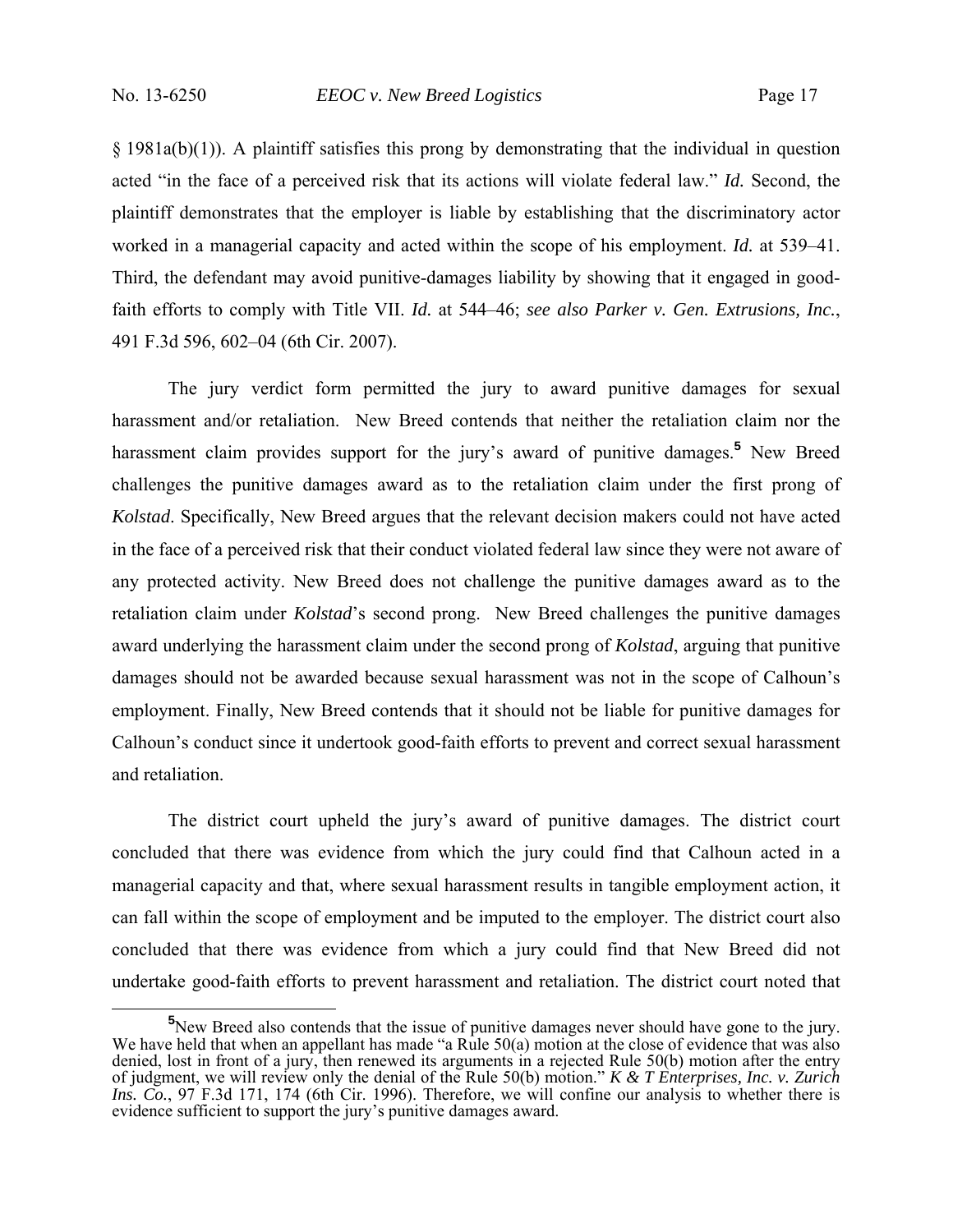§ 1981a(b)(1)). A plaintiff satisfies this prong by demonstrating that the individual in question acted "in the face of a perceived risk that its actions will violate federal law." *Id.* Second, the plaintiff demonstrates that the employer is liable by establishing that the discriminatory actor worked in a managerial capacity and acted within the scope of his employment. *Id.* at 539–41. Third, the defendant may avoid punitive-damages liability by showing that it engaged in good-faith efforts to comply with Title VII. *Id.* at 544–46; *see also Parker v. Gen. Extrusions, Inc.*, 491 F.3d 596, 602–04 (6th Cir. 2007).

The jury verdict form permitted the jury to award punitive damages for sexual harassment and/or retaliation. New Breed contends that neither the retaliation claim nor the harassment claim provides support for the jury's award of punitive damages.[5] New Breed challenges the punitive damages award as to the retaliation claim under the first prong of *Kolstad*. Specifically, New Breed argues that the relevant decision makers could not have acted in the face of a perceived risk that their conduct violated federal law since they were not aware of any protected activity. New Breed does not challenge the punitive damages award as to the retaliation claim under *Kolstad*'s second prong. New Breed challenges the punitive damages award underlying the harassment claim under the second prong of *Kolstad*, arguing that punitive damages should not be awarded because sexual harassment was not in the scope of Calhoun's employment. Finally, New Breed contends that it should not be liable for punitive damages for Calhoun's conduct since it undertook good-faith efforts to prevent and correct sexual harassment and retaliation.

The district court upheld the jury's award of punitive damages. The district court concluded that there was evidence from which the jury could find that Calhoun acted in a managerial capacity and that, where sexual harassment results in tangible employment action, it can fall within the scope of employment and be imputed to the employer. The district court also concluded that there was evidence from which a jury could find that New Breed did not undertake good-faith efforts to prevent harassment and retaliation. The district court noted that

[5]New Breed also contends that the issue of punitive damages never should have gone to the jury. We have held that when an appellant has made "a Rule 50(a) motion at the close of evidence that was also denied, lost in front of a jury, then renewed its arguments in a rejected Rule 50(b) motion after the entry of judgment, we will review only the denial of the Rule 50(b) motion." *K & T Enterprises, Inc. v. Zurich Ins. Co.*, 97 F.3d 171, 174 (6th Cir. 1996). Therefore, we will confine our analysis to whether there is evidence sufficient to support the jury's punitive damages award.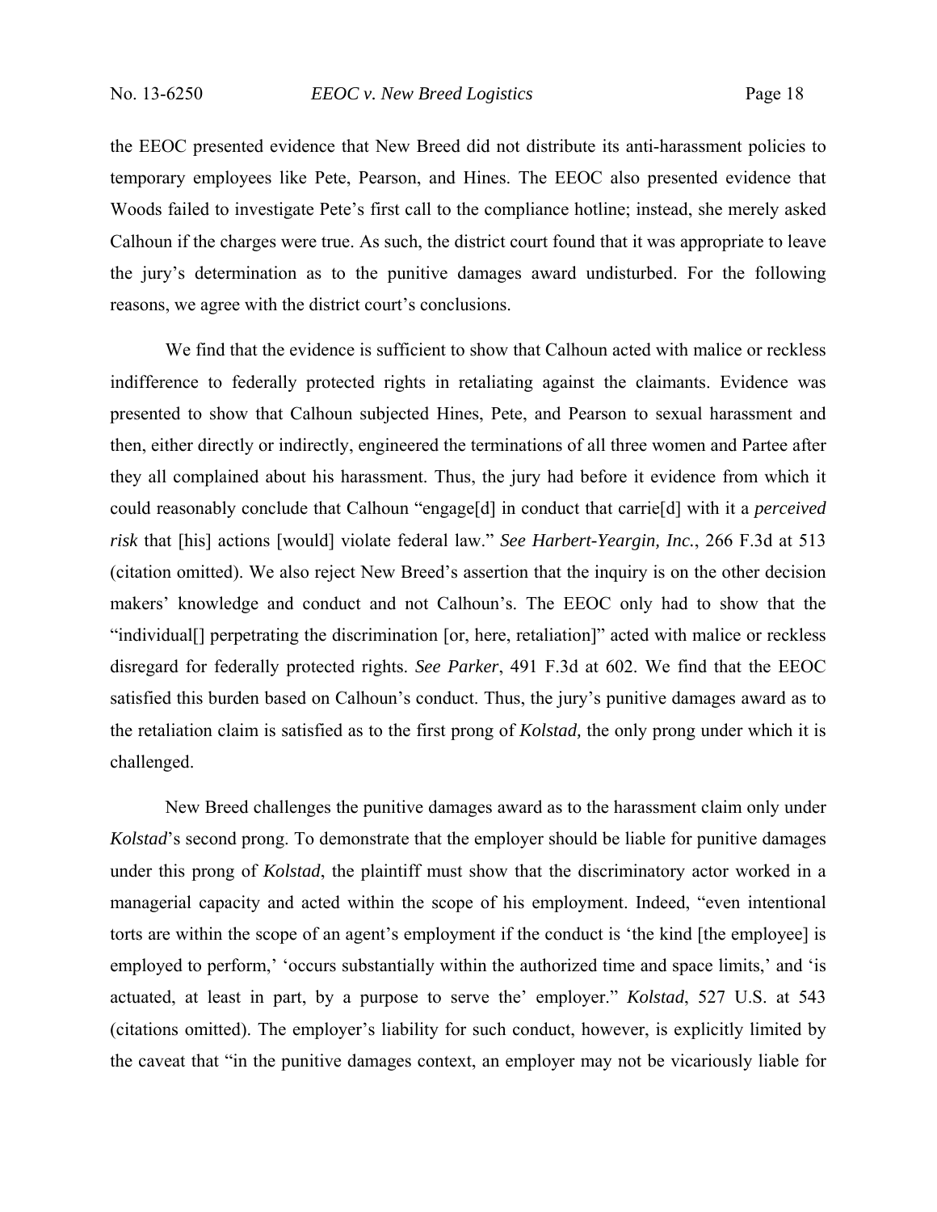the EEOC presented evidence that New Breed did not distribute its anti-harassment policies to temporary employees like Pete, Pearson, and Hines. The EEOC also presented evidence that Woods failed to investigate Pete's first call to the compliance hotline; instead, she merely asked Calhoun if the charges were true. As such, the district court found that it was appropriate to leave the jury's determination as to the punitive damages award undisturbed. For the following reasons, we agree with the district court's conclusions.

We find that the evidence is sufficient to show that Calhoun acted with malice or reckless indifference to federally protected rights in retaliating against the claimants. Evidence was presented to show that Calhoun subjected Hines, Pete, and Pearson to sexual harassment and then, either directly or indirectly, engineered the terminations of all three women and Partee after they all complained about his harassment. Thus, the jury had before it evidence from which it could reasonably conclude that Calhoun "engage[d] in conduct that carrie[d] with it a *perceived risk* that [his] actions [would] violate federal law." *See Harbert-Yeargin, Inc.*, 266 F.3d at 513 (citation omitted). We also reject New Breed's assertion that the inquiry is on the other decision makers' knowledge and conduct and not Calhoun's. The EEOC only had to show that the "individual[] perpetrating the discrimination [or, here, retaliation]" acted with malice or reckless disregard for federally protected rights. *See Parker*, 491 F.3d at 602. We find that the EEOC satisfied this burden based on Calhoun's conduct. Thus, the jury's punitive damages award as to the retaliation claim is satisfied as to the first prong of *Kolstad,* the only prong under which it is challenged.

New Breed challenges the punitive damages award as to the harassment claim only under *Kolstad*'s second prong. To demonstrate that the employer should be liable for punitive damages under this prong of *Kolstad*, the plaintiff must show that the discriminatory actor worked in a managerial capacity and acted within the scope of his employment. Indeed, "even intentional torts are within the scope of an agent's employment if the conduct is 'the kind [the employee] is employed to perform,' 'occurs substantially within the authorized time and space limits,' and 'is actuated, at least in part, by a purpose to serve the' employer." *Kolstad*, 527 U.S. at 543 (citations omitted). The employer's liability for such conduct, however, is explicitly limited by the caveat that "in the punitive damages context, an employer may not be vicariously liable for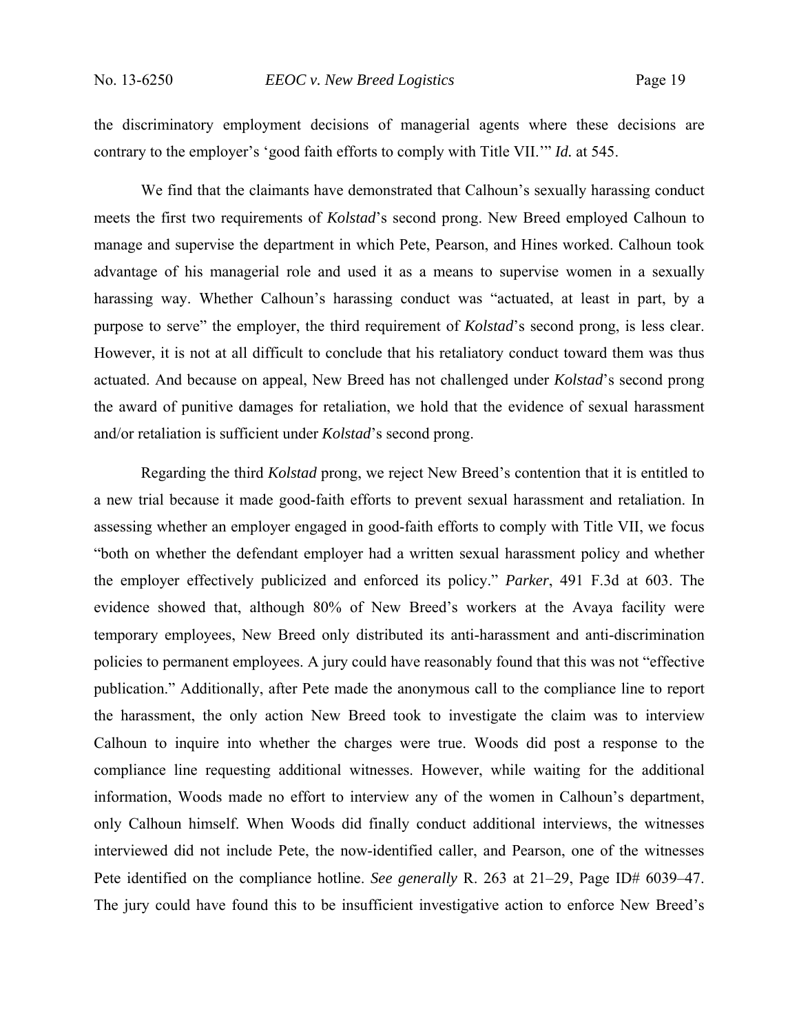the discriminatory employment decisions of managerial agents where these decisions are contrary to the employer's 'good faith efforts to comply with Title VII.'" *Id.* at 545.

We find that the claimants have demonstrated that Calhoun's sexually harassing conduct meets the first two requirements of *Kolstad*'s second prong. New Breed employed Calhoun to manage and supervise the department in which Pete, Pearson, and Hines worked. Calhoun took advantage of his managerial role and used it as a means to supervise women in a sexually harassing way. Whether Calhoun's harassing conduct was "actuated, at least in part, by a purpose to serve" the employer, the third requirement of *Kolstad*'s second prong, is less clear. However, it is not at all difficult to conclude that his retaliatory conduct toward them was thus actuated. And because on appeal, New Breed has not challenged under *Kolstad*'s second prong the award of punitive damages for retaliation, we hold that the evidence of sexual harassment and/or retaliation is sufficient under *Kolstad*'s second prong.

Regarding the third *Kolstad* prong, we reject New Breed's contention that it is entitled to a new trial because it made good-faith efforts to prevent sexual harassment and retaliation. In assessing whether an employer engaged in good-faith efforts to comply with Title VII, we focus "both on whether the defendant employer had a written sexual harassment policy and whether the employer effectively publicized and enforced its policy." *Parker*, 491 F.3d at 603. The evidence showed that, although 80% of New Breed's workers at the Avaya facility were temporary employees, New Breed only distributed its anti-harassment and anti-discrimination policies to permanent employees. A jury could have reasonably found that this was not "effective publication." Additionally, after Pete made the anonymous call to the compliance line to report the harassment, the only action New Breed took to investigate the claim was to interview Calhoun to inquire into whether the charges were true. Woods did post a response to the compliance line requesting additional witnesses. However, while waiting for the additional information, Woods made no effort to interview any of the women in Calhoun's department, only Calhoun himself. When Woods did finally conduct additional interviews, the witnesses interviewed did not include Pete, the now-identified caller, and Pearson, one of the witnesses Pete identified on the compliance hotline. *See generally* R. 263 at 21–29, Page ID# 6039–47. The jury could have found this to be insufficient investigative action to enforce New Breed's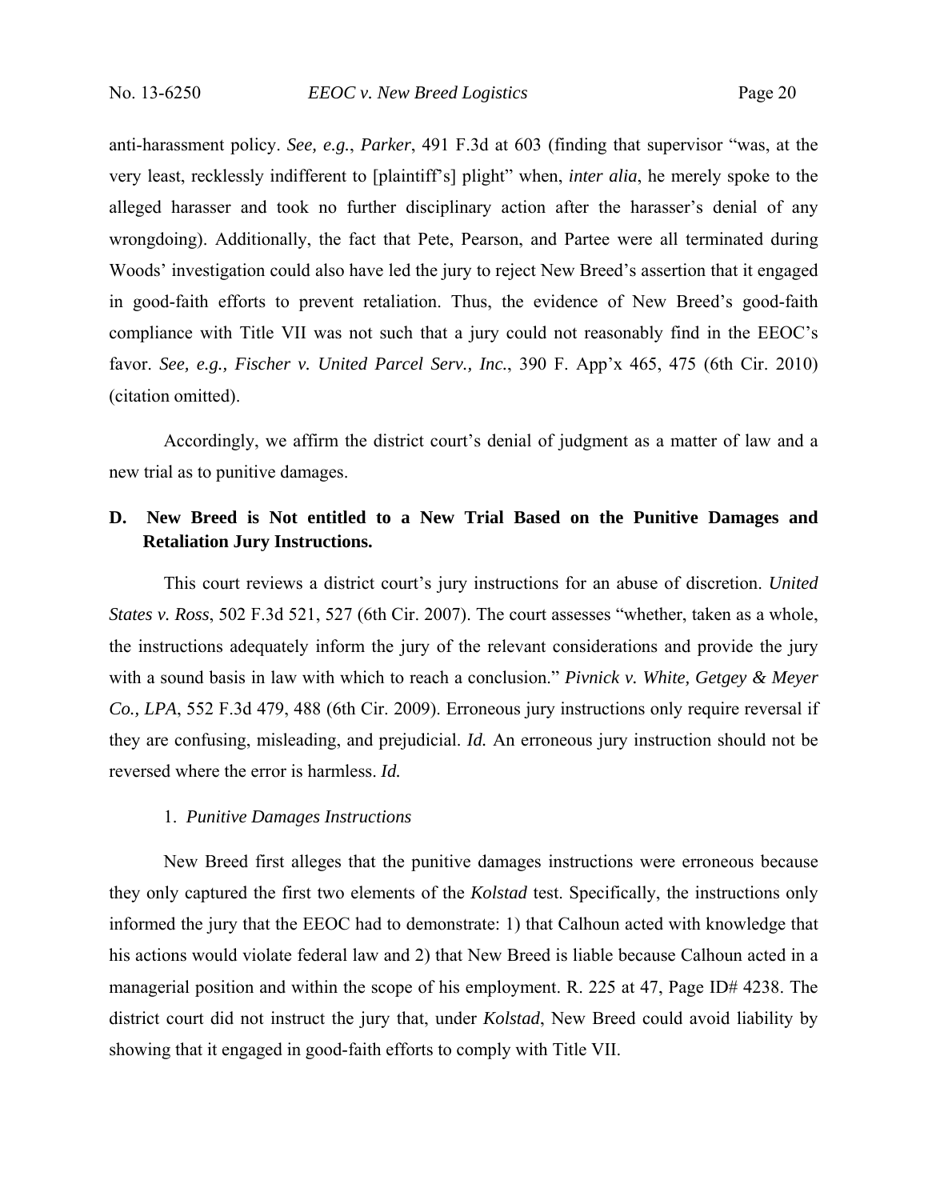anti-harassment policy. *See, e.g.*, *Parker*, 491 F.3d at 603 (finding that supervisor "was, at the very least, recklessly indifferent to [plaintiff's] plight" when, *inter alia*, he merely spoke to the alleged harasser and took no further disciplinary action after the harasser's denial of any wrongdoing). Additionally, the fact that Pete, Pearson, and Partee were all terminated during Woods' investigation could also have led the jury to reject New Breed's assertion that it engaged in good-faith efforts to prevent retaliation. Thus, the evidence of New Breed's good-faith compliance with Title VII was not such that a jury could not reasonably find in the EEOC's favor. *See, e.g., Fischer v. United Parcel Serv., Inc.*, 390 F. App'x 465, 475 (6th Cir. 2010) (citation omitted).

Accordingly, we affirm the district court's denial of judgment as a matter of law and a new trial as to punitive damages.

### D. New Breed is Not entitled to a New Trial Based on the Punitive Damages and Retaliation Jury Instructions.

This court reviews a district court's jury instructions for an abuse of discretion. *United States v. Ross*, 502 F.3d 521, 527 (6th Cir. 2007). The court assesses "whether, taken as a whole, the instructions adequately inform the jury of the relevant considerations and provide the jury with a sound basis in law with which to reach a conclusion." *Pivnick v. White, Getgey & Meyer Co., LPA*, 552 F.3d 479, 488 (6th Cir. 2009). Erroneous jury instructions only require reversal if they are confusing, misleading, and prejudicial. *Id.* An erroneous jury instruction should not be reversed where the error is harmless. *Id.*

#### 1. *Punitive Damages Instructions*

New Breed first alleges that the punitive damages instructions were erroneous because they only captured the first two elements of the *Kolstad* test. Specifically, the instructions only informed the jury that the EEOC had to demonstrate: 1) that Calhoun acted with knowledge that his actions would violate federal law and 2) that New Breed is liable because Calhoun acted in a managerial position and within the scope of his employment. R. 225 at 47, Page ID# 4238. The district court did not instruct the jury that, under *Kolstad*, New Breed could avoid liability by showing that it engaged in good-faith efforts to comply with Title VII.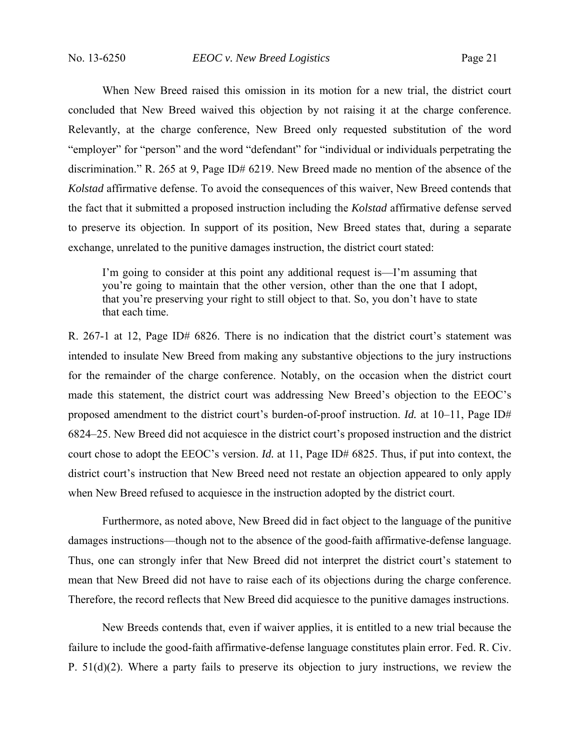When New Breed raised this omission in its motion for a new trial, the district court concluded that New Breed waived this objection by not raising it at the charge conference. Relevantly, at the charge conference, New Breed only requested substitution of the word "employer" for "person" and the word "defendant" for "individual or individuals perpetrating the discrimination." R. 265 at 9, Page ID# 6219. New Breed made no mention of the absence of the *Kolstad* affirmative defense. To avoid the consequences of this waiver, New Breed contends that the fact that it submitted a proposed instruction including the *Kolstad* affirmative defense served to preserve its objection. In support of its position, New Breed states that, during a separate exchange, unrelated to the punitive damages instruction, the district court stated:

> I'm going to consider at this point any additional request is—I'm assuming that you're going to maintain that the other version, other than the one that I adopt, that you're preserving your right to still object to that. So, you don't have to state that each time.

R. 267-1 at 12, Page ID# 6826. There is no indication that the district court's statement was intended to insulate New Breed from making any substantive objections to the jury instructions for the remainder of the charge conference. Notably, on the occasion when the district court made this statement, the district court was addressing New Breed's objection to the EEOC's proposed amendment to the district court's burden-of-proof instruction. *Id.* at 10–11, Page ID# 6824–25. New Breed did not acquiesce in the district court's proposed instruction and the district court chose to adopt the EEOC's version. *Id.* at 11, Page ID# 6825. Thus, if put into context, the district court's instruction that New Breed need not restate an objection appeared to only apply when New Breed refused to acquiesce in the instruction adopted by the district court.

Furthermore, as noted above, New Breed did in fact object to the language of the punitive damages instructions—though not to the absence of the good-faith affirmative-defense language. Thus, one can strongly infer that New Breed did not interpret the district court's statement to mean that New Breed did not have to raise each of its objections during the charge conference. Therefore, the record reflects that New Breed did acquiesce to the punitive damages instructions.

New Breeds contends that, even if waiver applies, it is entitled to a new trial because the failure to include the good-faith affirmative-defense language constitutes plain error. Fed. R. Civ. P. 51(d)(2). Where a party fails to preserve its objection to jury instructions, we review the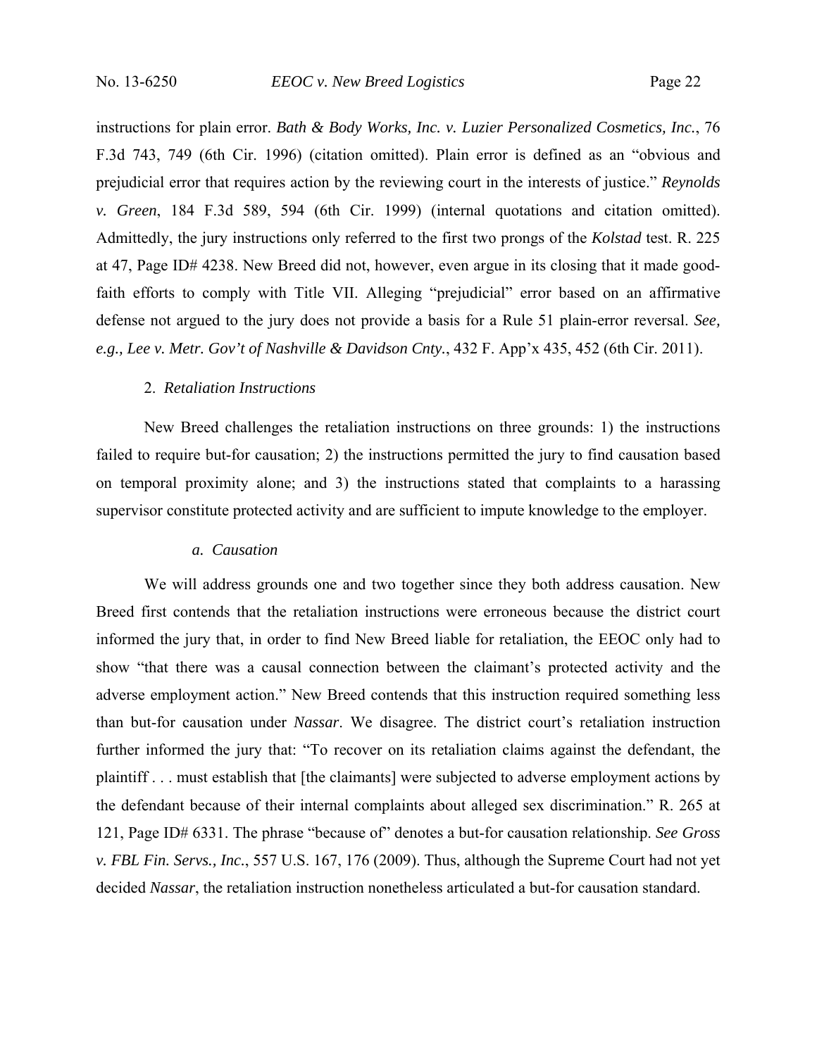instructions for plain error. *Bath & Body Works, Inc. v. Luzier Personalized Cosmetics, Inc.*, 76 F.3d 743, 749 (6th Cir. 1996) (citation omitted). Plain error is defined as an "obvious and prejudicial error that requires action by the reviewing court in the interests of justice." *Reynolds v. Green*, 184 F.3d 589, 594 (6th Cir. 1999) (internal quotations and citation omitted). Admittedly, the jury instructions only referred to the first two prongs of the *Kolstad* test. R. 225 at 47, Page ID# 4238. New Breed did not, however, even argue in its closing that it made good-faith efforts to comply with Title VII. Alleging "prejudicial" error based on an affirmative defense not argued to the jury does not provide a basis for a Rule 51 plain-error reversal. *See, e.g., Lee v. Metr. Gov't of Nashville & Davidson Cnty.*, 432 F. App'x 435, 452 (6th Cir. 2011).

### 2. *Retaliation Instructions*

New Breed challenges the retaliation instructions on three grounds: 1) the instructions failed to require but-for causation; 2) the instructions permitted the jury to find causation based on temporal proximity alone; and 3) the instructions stated that complaints to a harassing supervisor constitute protected activity and are sufficient to impute knowledge to the employer.

#### *a. Causation*

We will address grounds one and two together since they both address causation. New Breed first contends that the retaliation instructions were erroneous because the district court informed the jury that, in order to find New Breed liable for retaliation, the EEOC only had to show "that there was a causal connection between the claimant's protected activity and the adverse employment action." New Breed contends that this instruction required something less than but-for causation under *Nassar*. We disagree. The district court's retaliation instruction further informed the jury that: "To recover on its retaliation claims against the defendant, the plaintiff . . . must establish that [the claimants] were subjected to adverse employment actions by the defendant because of their internal complaints about alleged sex discrimination." R. 265 at 121, Page ID# 6331. The phrase "because of" denotes a but-for causation relationship. *See Gross v. FBL Fin. Servs., Inc.*, 557 U.S. 167, 176 (2009). Thus, although the Supreme Court had not yet decided *Nassar*, the retaliation instruction nonetheless articulated a but-for causation standard.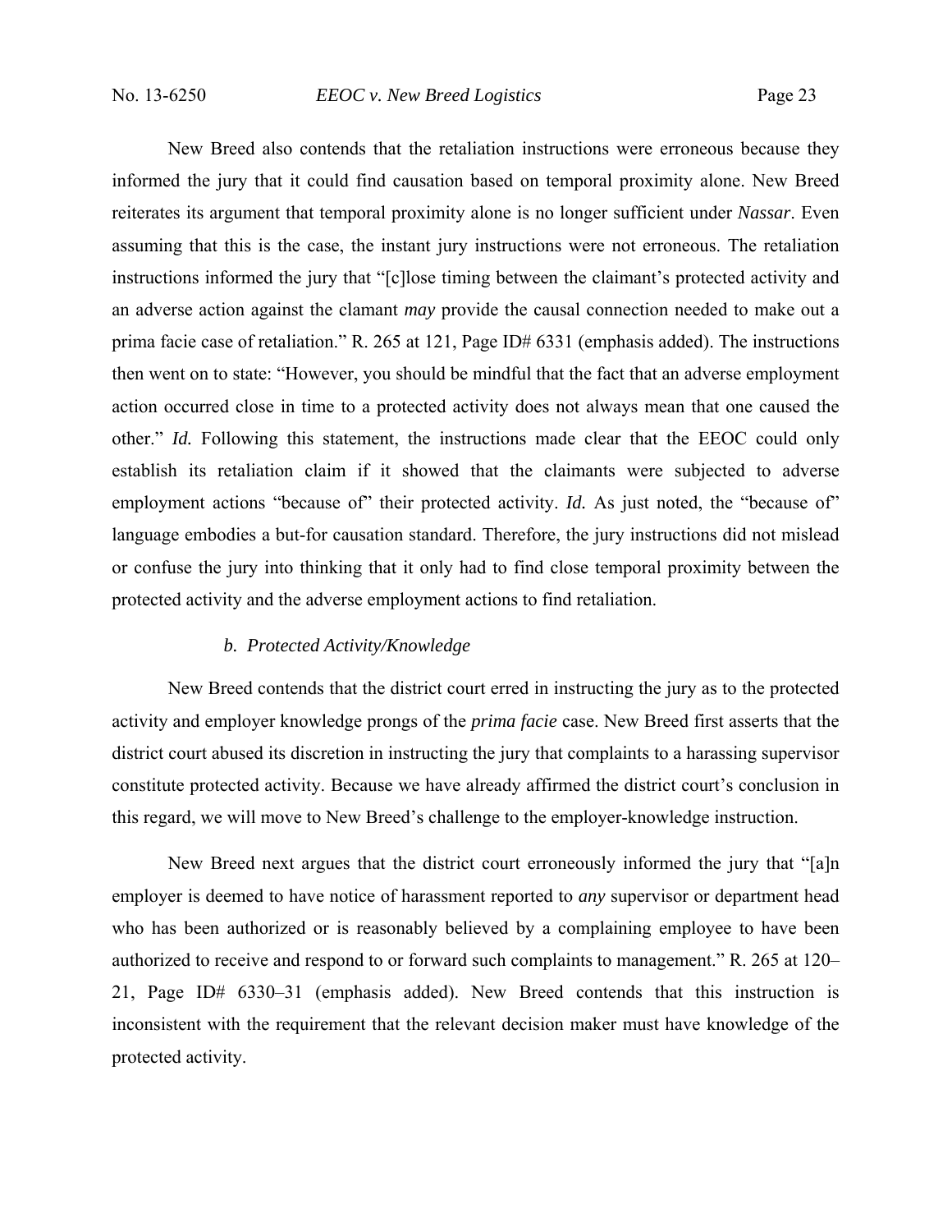New Breed also contends that the retaliation instructions were erroneous because they informed the jury that it could find causation based on temporal proximity alone. New Breed reiterates its argument that temporal proximity alone is no longer sufficient under *Nassar*. Even assuming that this is the case, the instant jury instructions were not erroneous. The retaliation instructions informed the jury that "[c]lose timing between the claimant's protected activity and an adverse action against the clamant *may* provide the causal connection needed to make out a prima facie case of retaliation." R. 265 at 121, Page ID# 6331 (emphasis added). The instructions then went on to state: "However, you should be mindful that the fact that an adverse employment action occurred close in time to a protected activity does not always mean that one caused the other." *Id.* Following this statement, the instructions made clear that the EEOC could only establish its retaliation claim if it showed that the claimants were subjected to adverse employment actions "because of" their protected activity. *Id.* As just noted, the "because of" language embodies a but-for causation standard. Therefore, the jury instructions did not mislead or confuse the jury into thinking that it only had to find close temporal proximity between the protected activity and the adverse employment actions to find retaliation.

##### *b. Protected Activity/Knowledge*

New Breed contends that the district court erred in instructing the jury as to the protected activity and employer knowledge prongs of the *prima facie* case. New Breed first asserts that the district court abused its discretion in instructing the jury that complaints to a harassing supervisor constitute protected activity. Because we have already affirmed the district court's conclusion in this regard, we will move to New Breed's challenge to the employer-knowledge instruction.

New Breed next argues that the district court erroneously informed the jury that "[a]n employer is deemed to have notice of harassment reported to *any* supervisor or department head who has been authorized or is reasonably believed by a complaining employee to have been authorized to receive and respond to or forward such complaints to management." R. 265 at 120–21, Page ID# 6330–31 (emphasis added). New Breed contends that this instruction is inconsistent with the requirement that the relevant decision maker must have knowledge of the protected activity.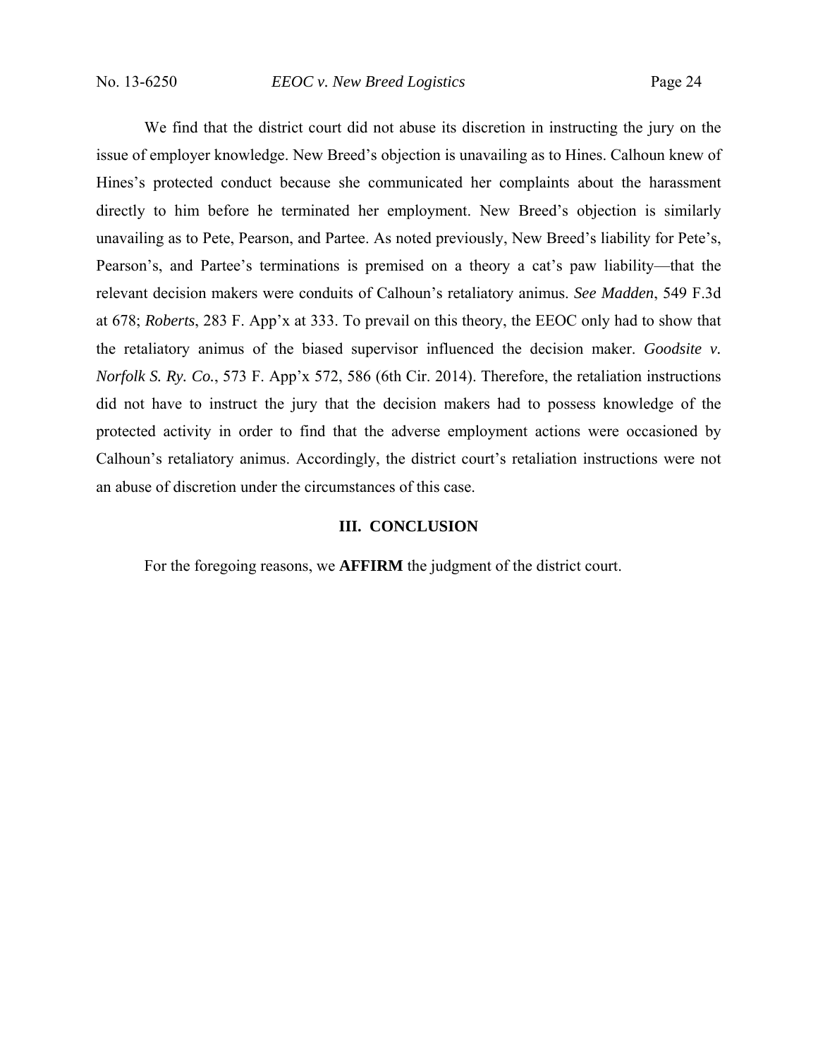We find that the district court did not abuse its discretion in instructing the jury on the issue of employer knowledge. New Breed's objection is unavailing as to Hines. Calhoun knew of Hines's protected conduct because she communicated her complaints about the harassment directly to him before he terminated her employment. New Breed's objection is similarly unavailing as to Pete, Pearson, and Partee. As noted previously, New Breed's liability for Pete's, Pearson's, and Partee's terminations is premised on a theory a cat's paw liability—that the relevant decision makers were conduits of Calhoun's retaliatory animus. *See Madden*, 549 F.3d at 678; *Roberts*, 283 F. App'x at 333. To prevail on this theory, the EEOC only had to show that the retaliatory animus of the biased supervisor influenced the decision maker. *Goodsite v. Norfolk S. Ry. Co.*, 573 F. App'x 572, 586 (6th Cir. 2014). Therefore, the retaliation instructions did not have to instruct the jury that the decision makers had to possess knowledge of the protected activity in order to find that the adverse employment actions were occasioned by Calhoun's retaliatory animus. Accordingly, the district court's retaliation instructions were not an abuse of discretion under the circumstances of this case.

## III. CONCLUSION

For the foregoing reasons, we **AFFIRM** the judgment of the district court.